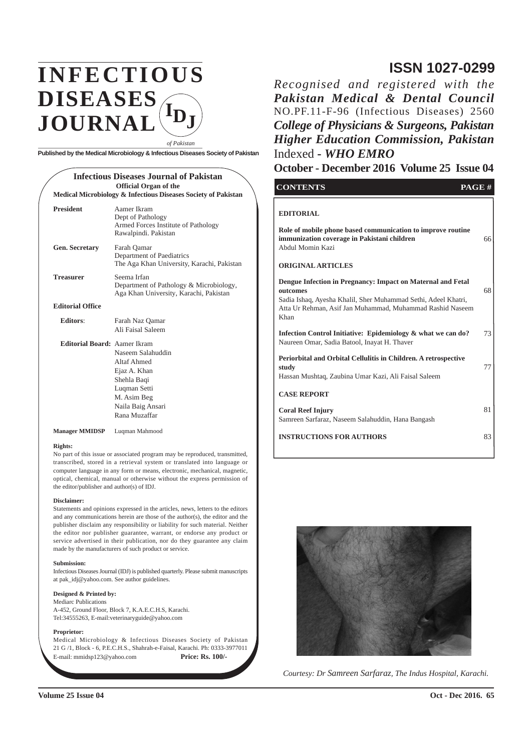# INFECTIOUS DISEASES JOURNAL of Pakistan

**Published by the Medical Microbiology & Infectious Diseases Society of Pakistan**

## ISSN 1027-0299

*Recognised and registered with the*
***Pakistan Medical & Dental Council***
NO.PF.11-F-96 (Infectious Diseases) 2560
***College of Physicians & Surgeons, Pakistan***
***Higher Education Commission, Pakistan***
Indexed ***- WHO EMRO***

**October - December 2016 Volume 25 Issue 04**

### Infectious Diseases Journal of Pakistan

**Official Organ of the**
**Medical Microbiology & Infectious Diseases Society of Pakistan**

**President**
Aamer Ikram
Dept of Pathology
Armed Forces Institute of Pathology
Rawalpindi. Pakistan

**Gen. Secretary**
Farah Qamar
Department of Paediatrics
The Aga Khan University, Karachi, Pakistan

**Treasurer**
Seema Irfan
Department of Pathology & Microbiology,
Aga Khan University, Karachi, Pakistan

**Editorial Office**

**Editors**:
Farah Naz Qamar
Ali Faisal Saleem

**Editorial Board:**
Aamer Ikram
Naseem Salahuddin
Altaf Ahmed
Ejaz A. Khan
Shehla Baqi
Luqman Setti
M. Asim Beg
Naila Baig Ansari
Rana Muzaffar

**Manager MMIDSP** Luqman Mahmood

**Rights:**
No part of this issue or associated program may be reproduced, transmitted, transcribed, stored in a retrieval system or translated into language or computer language in any form or means, electronic, mechanical, magnetic, optical, chemical, manual or otherwise without the express permission of the editor/publisher and author(s) of IDJ.

**Disclaimer:**
Statements and opinions expressed in the articles, news, letters to the editors and any communications herein are those of the author(s), the editor and the publisher disclaim any responsibility or liability for such material. Neither the editor nor publisher guarantee, warrant, or endorse any product or service advertised in their publication, nor do they guarantee any claim made by the manufacturers of such product or service.

**Submission:**
Infectious Diseases Journal (IDJ) is published quarterly. Please submit manuscripts at pak_idj@yahoo.com. See author guidelines.

**Designed & Printed by:**
Mediarc Publications
A-452, Ground Floor, Block 7, K.A.E.C.H.S, Karachi.
Tel:34555263, E-mail:veterinaryguide@yahoo.com

**Proprietor:**
Medical Microbiology & Infectious Diseases Society of Pakistan
21 G /1, Block - 6, P.E.C.H.S., Shahrah-e-Faisal, Karachi. Ph: 0333-3977011
E-mail: mmidsp123@yahoo.com **Price: Rs. 100/-**

## CONTENTS — PAGE #

**EDITORIAL**

**Role of mobile phone based communication to improve routine immunization coverage in Pakistani children** — 66
Abdul Momin Kazi

**ORIGINAL ARTICLES**

**Dengue Infection in Pregnancy: Impact on Maternal and Fetal outcomes** — 68
Sadia Ishaq, Ayesha Khalil, Sher Muhammad Sethi, Adeel Khatri, Atta Ur Rehman, Asif Jan Muhammad, Muhammad Rashid Naseem Khan

**Infection Control Initiative: Epidemiology & what we can do?** — 73
Naureen Omar, Sadia Batool, Inayat H. Thaver

**Periorbital and Orbital Cellulitis in Children. A retrospective study** — 77
Hassan Mushtaq, Zaubina Umar Kazi, Ali Faisal Saleem

**CASE REPORT**

**Coral Reef Injury** — 81
Samreen Sarfaraz, Naseem Salahuddin, Hana Bangash

**INSTRUCTIONS FOR AUTHORS** — 83

*Courtesy: Dr Samreen Sarfaraz, The Indus Hospital, Karachi.*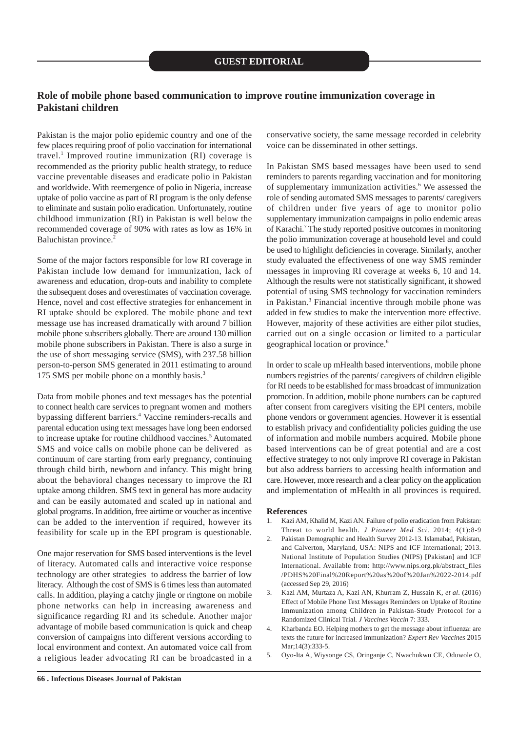GUEST EDITORIAL

# Role of mobile phone based communication to improve routine immunization coverage in Pakistani children

Pakistan is the major polio epidemic country and one of the few places requiring proof of polio vaccination for international travel.[1] Improved routine immunization (RI) coverage is recommended as the priority public health strategy, to reduce vaccine preventable diseases and eradicate polio in Pakistan and worldwide. With reemergence of polio in Nigeria, increase uptake of polio vaccine as part of RI program is the only defense to eliminate and sustain polio eradication. Unfortunately, routine childhood immunization (RI) in Pakistan is well below the recommended coverage of 90% with rates as low as 16% in Baluchistan province.[2]

Some of the major factors responsible for low RI coverage in Pakistan include low demand for immunization, lack of awareness and education, drop-outs and inability to complete the subsequent doses and overestimates of vaccination coverage. Hence, novel and cost effective strategies for enhancement in RI uptake should be explored. The mobile phone and text message use has increased dramatically with around 7 billion mobile phone subscribers globally. There are around 130 million mobile phone subscribers in Pakistan. There is also a surge in the use of short messaging service (SMS), with 237.58 billion person-to-person SMS generated in 2011 estimating to around 175 SMS per mobile phone on a monthly basis.[3]

Data from mobile phones and text messages has the potential to connect health care services to pregnant women and mothers bypassing different barriers.[4] Vaccine reminders-recalls and parental education using text messages have long been endorsed to increase uptake for routine childhood vaccines.[5] Automated SMS and voice calls on mobile phone can be delivered as continuum of care starting from early pregnancy, continuing through child birth, newborn and infancy. This might bring about the behavioral changes necessary to improve the RI uptake among children. SMS text in general has more audacity and can be easily automated and scaled up in national and global programs. In addition, free airtime or voucher as incentive can be added to the intervention if required, however its feasibility for scale up in the EPI program is questionable.

One major reservation for SMS based interventions is the level of literacy. Automated calls and interactive voice response technology are other strategies to address the barrier of low literacy. Although the cost of SMS is 6 times less than automated calls. In addition, playing a catchy jingle or ringtone on mobile phone networks can help in increasing awareness and significance regarding RI and its schedule. Another major advantage of mobile based communication is quick and cheap conversion of campaigns into different versions according to local environment and context. An automated voice call from a religious leader advocating RI can be broadcasted in a conservative society, the same message recorded in celebrity voice can be disseminated in other settings.

In Pakistan SMS based messages have been used to send reminders to parents regarding vaccination and for monitoring of supplementary immunization activities.[6] We assessed the role of sending automated SMS messages to parents/ caregivers of children under five years of age to monitor polio supplementary immunization campaigns in polio endemic areas of Karachi.[7] The study reported positive outcomes in monitoring the polio immunization coverage at household level and could be used to highlight deficiencies in coverage. Similarly, another study evaluated the effectiveness of one way SMS reminder messages in improving RI coverage at weeks 6, 10 and 14. Although the results were not statistically significant, it showed potential of using SMS technology for vaccination reminders in Pakistan.[3] Financial incentive through mobile phone was added in few studies to make the intervention more effective. However, majority of these activities are either pilot studies, carried out on a single occasion or limited to a particular geographical location or province.[6]

In order to scale up mHealth based interventions, mobile phone numbers registries of the parents/ caregivers of children eligible for RI needs to be established for mass broadcast of immunization promotion. In addition, mobile phone numbers can be captured after consent from caregivers visiting the EPI centers, mobile phone vendors or government agencies. However it is essential to establish privacy and confidentiality policies guiding the use of information and mobile numbers acquired. Mobile phone based interventions can be of great potential and are a cost effective strategey to not only improve RI coverage in Pakistan but also address barriers to accessing health information and care. However, more research and a clear policy on the application and implementation of mHealth in all provinces is required.

## References

1. Kazi AM, Khalid M, Kazi AN. Failure of polio eradication from Pakistan: Threat to world health. *J Pioneer Med Sci*. 2014; 4(1):8-9
2. Pakistan Demographic and Health Survey 2012-13. Islamabad, Pakistan, and Calverton, Maryland, USA: NIPS and ICF International; 2013. National Institute of Population Studies (NIPS) [Pakistan] and ICF International. Available from: http://www.nips.org.pk/abstract_files/PDHS%20Final%20Report%20as%20of%20Jan%2022-2014.pdf (accessed Sep 29, 2016)
3. Kazi AM, Murtaza A, Kazi AN, Khurram Z, Hussain K, *et al*. (2016) Effect of Mobile Phone Text Messages Reminders on Uptake of Routine Immunization among Children in Pakistan-Study Protocol for a Randomized Clinical Trial. *J Vaccines Vaccin* 7: 333.
4. Kharbanda EO. Helping mothers to get the message about influenza: are texts the future for increased immunization? *Expert Rev Vaccines* 2015 Mar;14(3):333-5.
5. Oyo-Ita A, Wiysonge CS, Oringanje C, Nwachukwu CE, Oduwole O,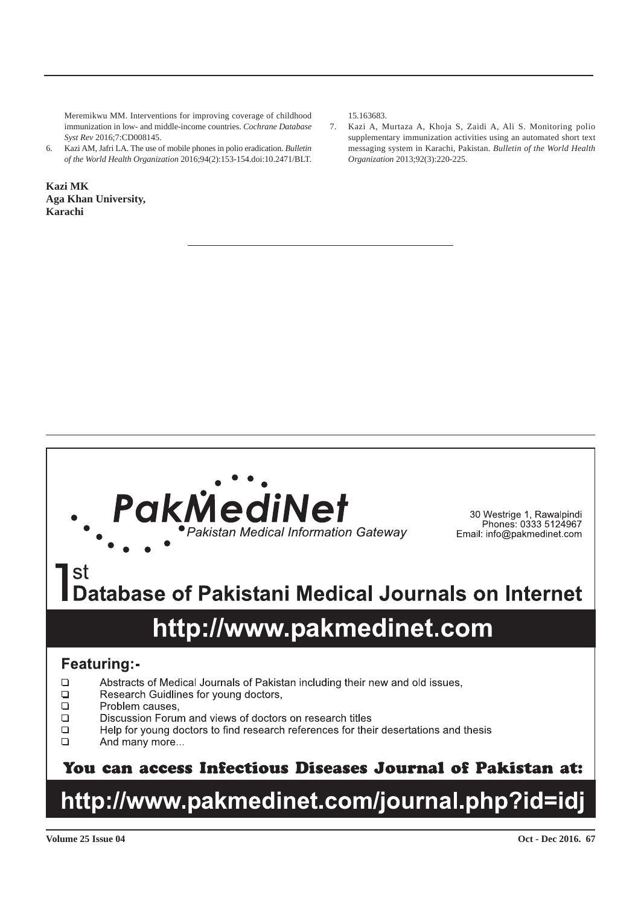Meremikwu MM. Interventions for improving coverage of childhood immunization in low- and middle-income countries. *Cochrane Database Syst Rev* 2016;7:CD008145.

6. Kazi AM, Jafri LA. The use of mobile phones in polio eradication. *Bulletin of the World Health Organization* 2016;94(2):153-154.doi:10.2471/BLT.15.163683.
7. Kazi A, Murtaza A, Khoja S, Zaidi A, Ali S. Monitoring polio supplementary immunization activities using an automated short text messaging system in Karachi, Pakistan. *Bulletin of the World Health Organization* 2013;92(3):220-225.

**Kazi MK**
**Aga Khan University,**
**Karachi**

---

**PakMediNet**
*Pakistan Medical Information Gateway*

30 Westrige 1, Rawalpindi
Phones: 0333 5124967
Email: info@pakmedinet.com

## 1st Database of Pakistani Medical Journals on Internet

## http://www.pakmedinet.com

**Featuring:-**

- Abstracts of Medical Journals of Pakistan including their new and old issues,
- Research Guidlines for young doctors,
- Problem causes,
- Discussion Forum and views of doctors on research titles
- Help for young doctors to find research references for their desertations and thesis
- And many more...

**You can access Infectious Diseases Journal of Pakistan at:**

## http://www.pakmedinet.com/journal.php?id=idj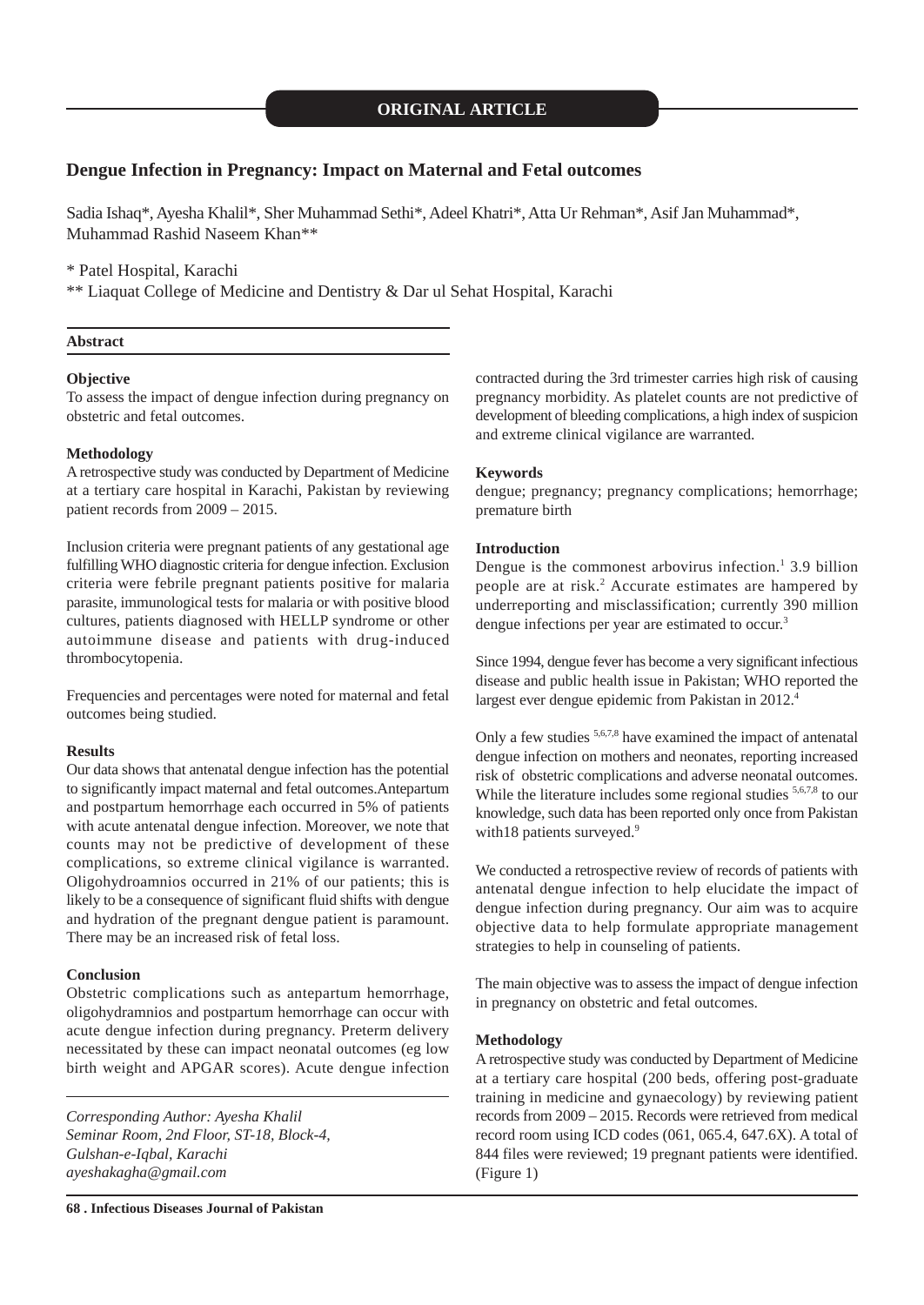ORIGINAL ARTICLE

# Dengue Infection in Pregnancy: Impact on Maternal and Fetal outcomes

Sadia Ishaq*, Ayesha Khalil*, Sher Muhammad Sethi*, Adeel Khatri*, Atta Ur Rehman*, Asif Jan Muhammad*, Muhammad Rashid Naseem Khan**

\* Patel Hospital, Karachi

\*\* Liaquat College of Medicine and Dentistry & Dar ul Sehat Hospital, Karachi

## Abstract

### Objective

To assess the impact of dengue infection during pregnancy on obstetric and fetal outcomes.

### Methodology

A retrospective study was conducted by Department of Medicine at a tertiary care hospital in Karachi, Pakistan by reviewing patient records from 2009 – 2015.

Inclusion criteria were pregnant patients of any gestational age fulfilling WHO diagnostic criteria for dengue infection. Exclusion criteria were febrile pregnant patients positive for malaria parasite, immunological tests for malaria or with positive blood cultures, patients diagnosed with HELLP syndrome or other autoimmune disease and patients with drug-induced thrombocytopenia.

Frequencies and percentages were noted for maternal and fetal outcomes being studied.

### Results

Our data shows that antenatal dengue infection has the potential to significantly impact maternal and fetal outcomes.Antepartum and postpartum hemorrhage each occurred in 5% of patients with acute antenatal dengue infection. Moreover, we note that counts may not be predictive of development of these complications, so extreme clinical vigilance is warranted. Oligohydroamnios occurred in 21% of our patients; this is likely to be a consequence of significant fluid shifts with dengue and hydration of the pregnant dengue patient is paramount. There may be an increased risk of fetal loss.

### Conclusion

Obstetric complications such as antepartum hemorrhage, oligohydramnios and postpartum hemorrhage can occur with acute dengue infection during pregnancy. Preterm delivery necessitated by these can impact neonatal outcomes (eg low birth weight and APGAR scores). Acute dengue infection contracted during the 3rd trimester carries high risk of causing pregnancy morbidity. As platelet counts are not predictive of development of bleeding complications, a high index of suspicion and extreme clinical vigilance are warranted.

*Corresponding Author: Ayesha Khalil*
*Seminar Room, 2nd Floor, ST-18, Block-4,*
*Gulshan-e-Iqbal, Karachi*
*ayeshakagha@gmail.com*

### Keywords

dengue; pregnancy; pregnancy complications; hemorrhage; premature birth

## Introduction

Dengue is the commonest arbovirus infection.[1] 3.9 billion people are at risk.[2] Accurate estimates are hampered by underreporting and misclassification; currently 390 million dengue infections per year are estimated to occur.[3]

Since 1994, dengue fever has become a very significant infectious disease and public health issue in Pakistan; WHO reported the largest ever dengue epidemic from Pakistan in 2012.[4]

Only a few studies [5,6,7,8] have examined the impact of antenatal dengue infection on mothers and neonates, reporting increased risk of obstetric complications and adverse neonatal outcomes. While the literature includes some regional studies [5,6,7,8] to our knowledge, such data has been reported only once from Pakistan with18 patients surveyed.[9]

We conducted a retrospective review of records of patients with antenatal dengue infection to help elucidate the impact of dengue infection during pregnancy. Our aim was to acquire objective data to help formulate appropriate management strategies to help in counseling of patients.

The main objective was to assess the impact of dengue infection in pregnancy on obstetric and fetal outcomes.

## Methodology

A retrospective study was conducted by Department of Medicine at a tertiary care hospital (200 beds, offering post-graduate training in medicine and gynaecology) by reviewing patient records from 2009 – 2015. Records were retrieved from medical record room using ICD codes (061, 065.4, 647.6X). A total of 844 files were reviewed; 19 pregnant patients were identified. (Figure 1)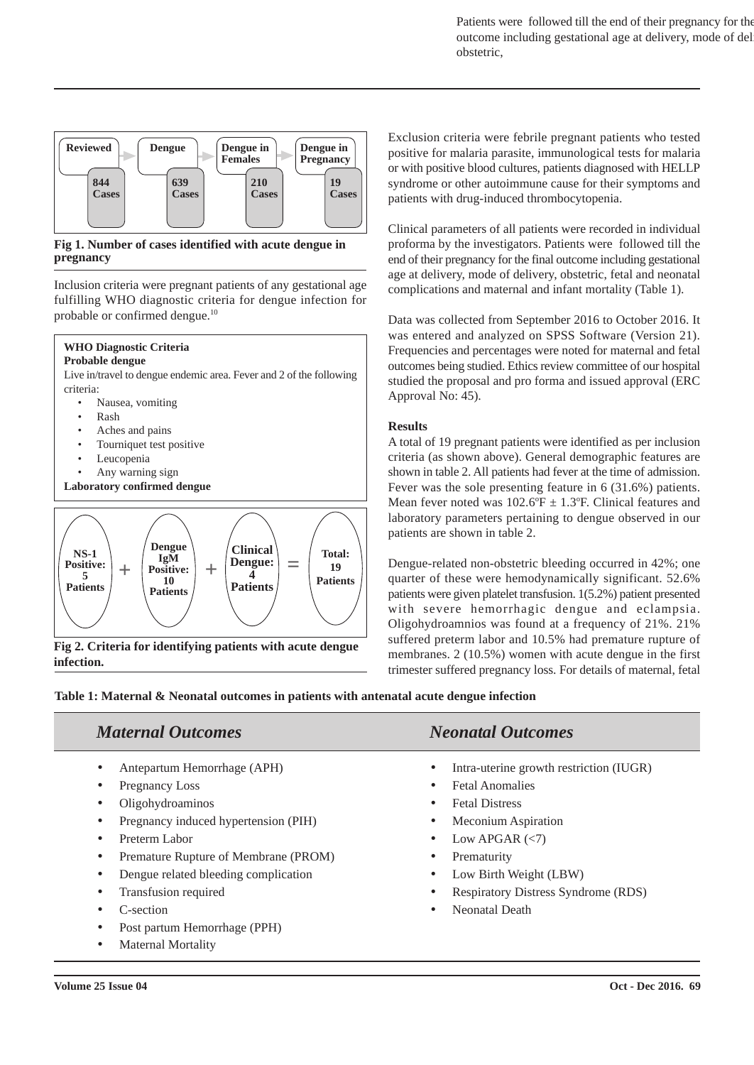Patients were followed till the end of their pregnancy for the outcome including gestational age at delivery, mode of del obstetric,

| Reviewed | Dengue | Dengue in Females | Dengue in Pregnancy |
|---|---|---|---|
| 844 Cases | 639 Cases | 210 Cases | 19 Cases |

**Fig 1. Number of cases identified with acute dengue in pregnancy**

Inclusion criteria were pregnant patients of any gestational age fulfilling WHO diagnostic criteria for dengue infection for probable or confirmed dengue.[10]

**WHO Diagnostic Criteria**

**Probable dengue**

Live in/travel to dengue endemic area. Fever and 2 of the following criteria:

- Nausea, vomiting
- Rash
- Aches and pains
- Tourniquet test positive
- Leucopenia
- Any warning sign

**Laboratory confirmed dengue**

NS-1 Positive: 5 Patients + Dengue IgM Positive: 10 Patients + Clinical Dengue: 4 Patients = Total: 19 Patients

**Fig 2. Criteria for identifying patients with acute dengue infection.**

Exclusion criteria were febrile pregnant patients who tested positive for malaria parasite, immunological tests for malaria or with positive blood cultures, patients diagnosed with HELLP syndrome or other autoimmune cause for their symptoms and patients with drug-induced thrombocytopenia.

Clinical parameters of all patients were recorded in individual proforma by the investigators. Patients were followed till the end of their pregnancy for the final outcome including gestational age at delivery, mode of delivery, obstetric, fetal and neonatal complications and maternal and infant mortality (Table 1).

Data was collected from September 2016 to October 2016. It was entered and analyzed on SPSS Software (Version 21). Frequencies and percentages were noted for maternal and fetal outcomes being studied. Ethics review committee of our hospital studied the proposal and pro forma and issued approval (ERC Approval No: 45).

**Results**

A total of 19 pregnant patients were identified as per inclusion criteria (as shown above). General demographic features are shown in table 2. All patients had fever at the time of admission. Fever was the sole presenting feature in 6 (31.6%) patients. Mean fever noted was 102.6ºF ± 1.3ºF. Clinical features and laboratory parameters pertaining to dengue observed in our patients are shown in table 2.

Dengue-related non-obstetric bleeding occurred in 42%; one quarter of these were hemodynamically significant. 52.6% patients were given platelet transfusion. 1(5.2%) patient presented with severe hemorrhagic dengue and eclampsia. Oligohydroamnios was found at a frequency of 21%. 21% suffered preterm labor and 10.5% had premature rupture of membranes. 2 (10.5%) women with acute dengue in the first trimester suffered pregnancy loss. For details of maternal, fetal

**Table 1: Maternal & Neonatal outcomes in patients with antenatal acute dengue infection**

| *Maternal Outcomes* | *Neonatal Outcomes* |
|---|---|
| Antepartum Hemorrhage (APH) | Intra-uterine growth restriction (IUGR) |
| Pregnancy Loss | Fetal Anomalies |
| Oligohydroaminos | Fetal Distress |
| Pregnancy induced hypertension (PIH) | Meconium Aspiration |
| Preterm Labor | Low APGAR (<7) |
| Premature Rupture of Membrane (PROM) | Prematurity |
| Dengue related bleeding complication | Low Birth Weight (LBW) |
| Transfusion required | Respiratory Distress Syndrome (RDS) |
| C-section | Neonatal Death |
| Post partum Hemorrhage (PPH) | |
| Maternal Mortality | |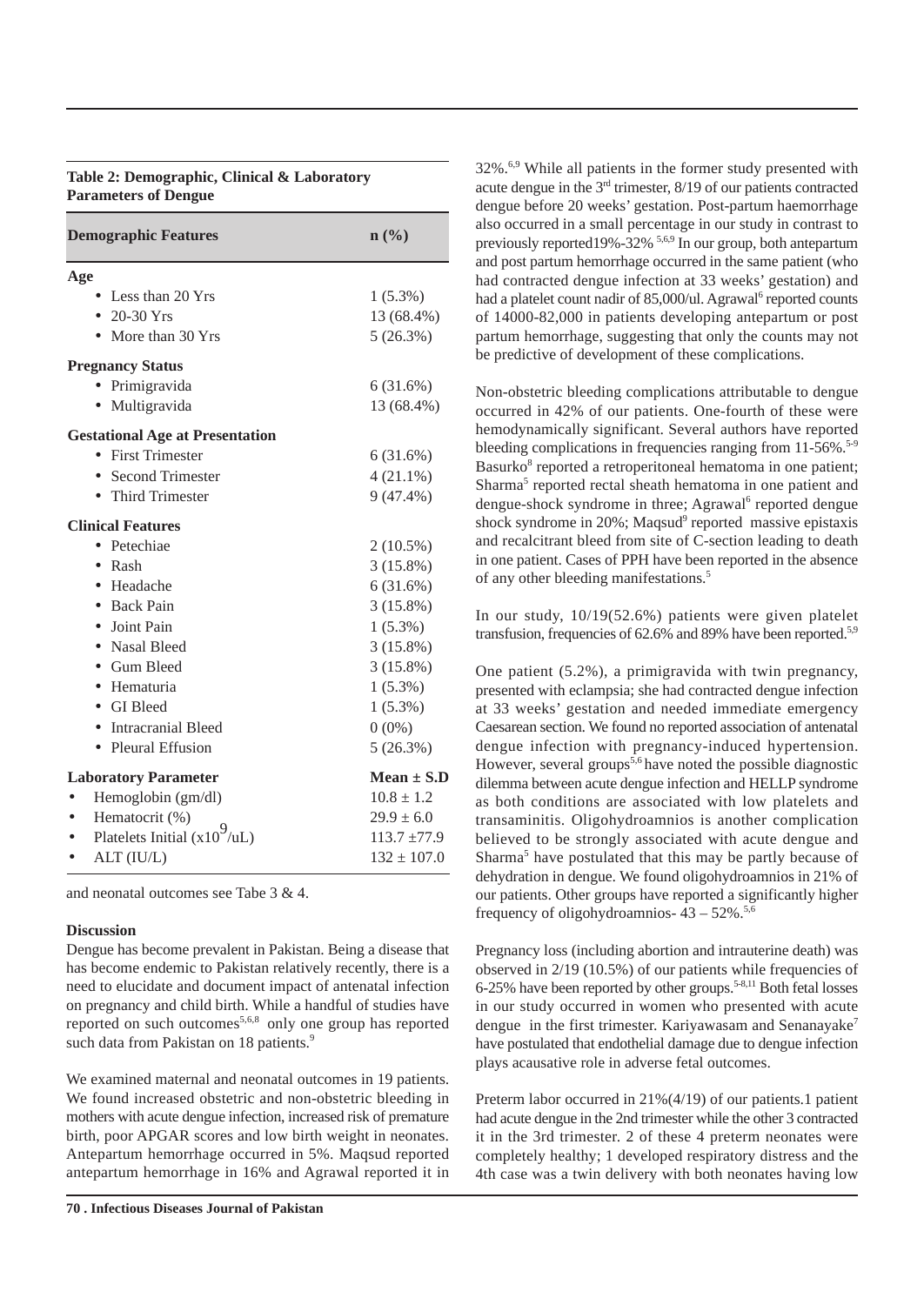**Table 2: Demographic, Clinical & Laboratory Parameters of Dengue**

| Demographic Features | n (%) |
|---|---|
| **Age** | |
| • Less than 20 Yrs | 1 (5.3%) |
| • 20-30 Yrs | 13 (68.4%) |
| • More than 30 Yrs | 5 (26.3%) |
| **Pregnancy Status** | |
| • Primigravida | 6 (31.6%) |
| • Multigravida | 13 (68.4%) |
| **Gestational Age at Presentation** | |
| • First Trimester | 6 (31.6%) |
| • Second Trimester | 4 (21.1%) |
| • Third Trimester | 9 (47.4%) |
| **Clinical Features** | |
| • Petechiae | 2 (10.5%) |
| • Rash | 3 (15.8%) |
| • Headache | 6 (31.6%) |
| • Back Pain | 3 (15.8%) |
| • Joint Pain | 1 (5.3%) |
| • Nasal Bleed | 3 (15.8%) |
| • Gum Bleed | 3 (15.8%) |
| • Hematuria | 1 (5.3%) |
| • GI Bleed | 1 (5.3%) |
| • Intracranial Bleed | 0 (0%) |
| • Pleural Effusion | 5 (26.3%) |
| **Laboratory Parameter** | **Mean ± S.D** |
| • Hemoglobin (gm/dl) | 10.8 ± 1.2 |
| • Hematocrit (%) | 29.9 ± 6.0 |
| • Platelets Initial ($x10^9$/uL) | 113.7 ±77.9 |
| • ALT (IU/L) | 132 ± 107.0 |

and neonatal outcomes see Tabe 3 & 4.

### Discussion

Dengue has become prevalent in Pakistan. Being a disease that has become endemic to Pakistan relatively recently, there is a need to elucidate and document impact of antenatal infection on pregnancy and child birth. While a handful of studies have reported on such outcomes[5,6,8] only one group has reported such data from Pakistan on 18 patients.[9]

We examined maternal and neonatal outcomes in 19 patients. We found increased obstetric and non-obstetric bleeding in mothers with acute dengue infection, increased risk of premature birth, poor APGAR scores and low birth weight in neonates. Antepartum hemorrhage occurred in 5%. Maqsud reported antepartum hemorrhage in 16% and Agrawal reported it in 32%.[6,9] While all patients in the former study presented with acute dengue in the 3rd trimester, 8/19 of our patients contracted dengue before 20 weeks' gestation. Post-partum haemorrhage also occurred in a small percentage in our study in contrast to previously reported19%-32% [5,6,9] In our group, both antepartum and post partum hemorrhage occurred in the same patient (who had contracted dengue infection at 33 weeks' gestation) and had a platelet count nadir of 85,000/ul. Agrawal[6] reported counts of 14000-82,000 in patients developing antepartum or post partum hemorrhage, suggesting that only the counts may not be predictive of development of these complications.

Non-obstetric bleeding complications attributable to dengue occurred in 42% of our patients. One-fourth of these were hemodynamically significant. Several authors have reported bleeding complications in frequencies ranging from 11-56%.[5-9] Basurko[8] reported a retroperitoneal hematoma in one patient; Sharma[5] reported rectal sheath hematoma in one patient and dengue-shock syndrome in three; Agrawal[6] reported dengue shock syndrome in 20%; Maqsud[9] reported massive epistaxis and recalcitrant bleed from site of C-section leading to death in one patient. Cases of PPH have been reported in the absence of any other bleeding manifestations.[5]

In our study, 10/19(52.6%) patients were given platelet transfusion, frequencies of 62.6% and 89% have been reported.[5,9]

One patient (5.2%), a primigravida with twin pregnancy, presented with eclampsia; she had contracted dengue infection at 33 weeks' gestation and needed immediate emergency Caesarean section. We found no reported association of antenatal dengue infection with pregnancy-induced hypertension. However, several groups[5,6] have noted the possible diagnostic dilemma between acute dengue infection and HELLP syndrome as both conditions are associated with low platelets and transaminitis. Oligohydroamnios is another complication believed to be strongly associated with acute dengue and Sharma[5] have postulated that this may be partly because of dehydration in dengue. We found oligohydroamnios in 21% of our patients. Other groups have reported a significantly higher frequency of oligohydroamnios- 43 – 52%.[5,6]

Pregnancy loss (including abortion and intrauterine death) was observed in 2/19 (10.5%) of our patients while frequencies of 6-25% have been reported by other groups.[5-8,11] Both fetal losses in our study occurred in women who presented with acute dengue in the first trimester. Kariyawasam and Senanayake[7] have postulated that endothelial damage due to dengue infection plays acausative role in adverse fetal outcomes.

Preterm labor occurred in 21%(4/19) of our patients.1 patient had acute dengue in the 2nd trimester while the other 3 contracted it in the 3rd trimester. 2 of these 4 preterm neonates were completely healthy; 1 developed respiratory distress and the 4th case was a twin delivery with both neonates having low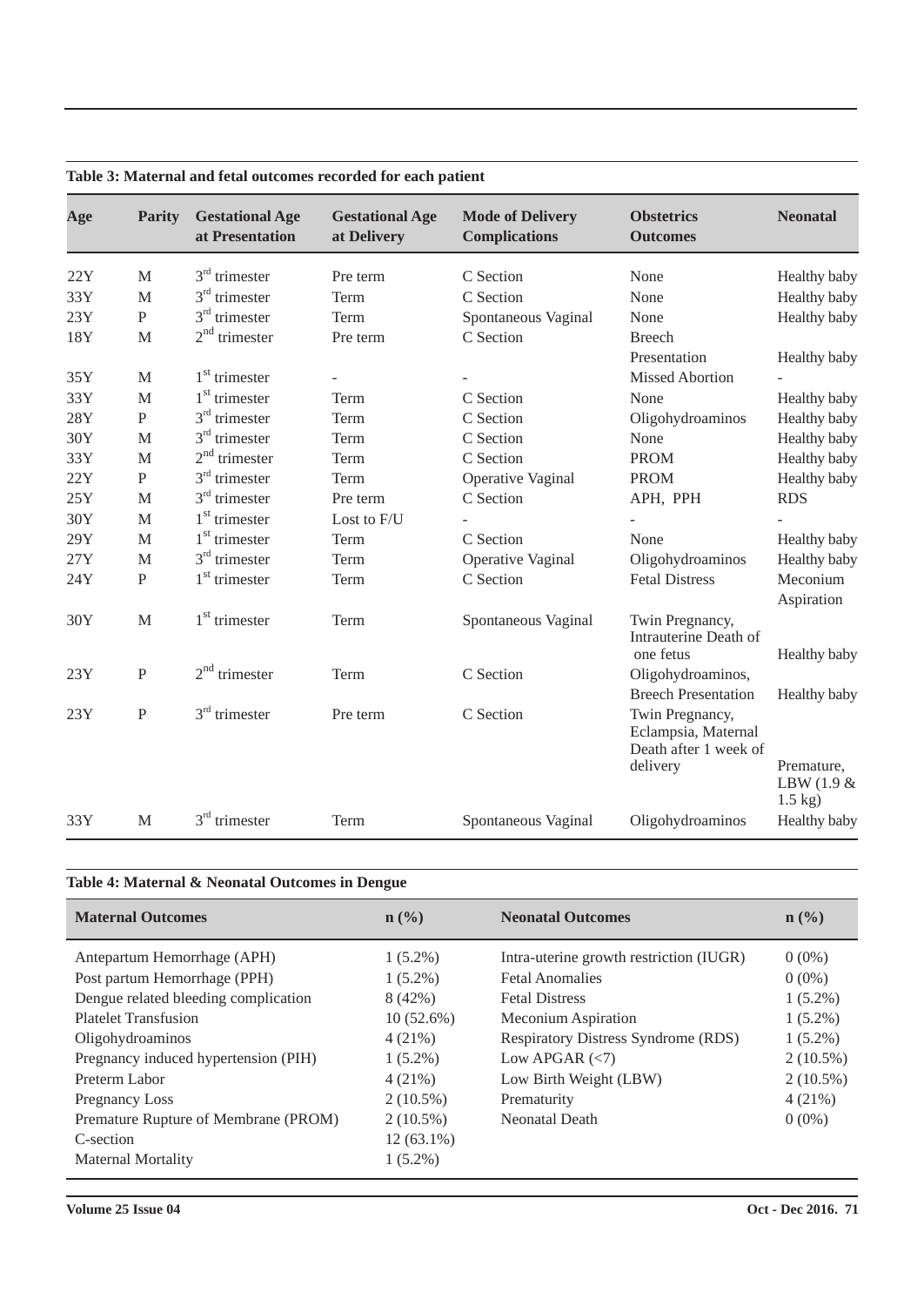**Table 3: Maternal and fetal outcomes recorded for each patient**

| Age | Parity | Gestational Age at Presentation | Gestational Age at Delivery | Mode of Delivery Complications | Obstetrics Outcomes | Neonatal |
|---|---|---|---|---|---|---|
| 22Y | M | 3rd trimester | Pre term | C Section | None | Healthy baby |
| 33Y | M | 3rd trimester | Term | C Section | None | Healthy baby |
| 23Y | P | 3rd trimester | Term | Spontaneous Vaginal | None | Healthy baby |
| 18Y | M | 2nd trimester | Pre term | C Section | Breech Presentation | Healthy baby |
| 35Y | M | 1st trimester | - | - | Missed Abortion | - |
| 33Y | M | 1st trimester | Term | C Section | None | Healthy baby |
| 28Y | P | 3rd trimester | Term | C Section | Oligohydroaminos | Healthy baby |
| 30Y | M | 3rd trimester | Term | C Section | None | Healthy baby |
| 33Y | M | 2nd trimester | Term | C Section | PROM | Healthy baby |
| 22Y | P | 3rd trimester | Term | Operative Vaginal | PROM | Healthy baby |
| 25Y | M | 3rd trimester | Pre term | C Section | APH, PPH | RDS |
| 30Y | M | 1st trimester | Lost to F/U | - | - | - |
| 29Y | M | 1st trimester | Term | C Section | None | Healthy baby |
| 27Y | M | 3rd trimester | Term | Operative Vaginal | Oligohydroaminos | Healthy baby |
| 24Y | P | 1st trimester | Term | C Section | Fetal Distress | Meconium Aspiration |
| 30Y | M | 1st trimester | Term | Spontaneous Vaginal | Twin Pregnancy, Intrauterine Death of one fetus | Healthy baby |
| 23Y | P | 2nd trimester | Term | C Section | Oligohydroaminos, Breech Presentation | Healthy baby |
| 23Y | P | 3rd trimester | Pre term | C Section | Twin Pregnancy, Eclampsia, Maternal Death after 1 week of delivery | Premature, LBW (1.9 & 1.5 kg) |
| 33Y | M | 3rd trimester | Term | Spontaneous Vaginal | Oligohydroaminos | Healthy baby |

**Table 4: Maternal & Neonatal Outcomes in Dengue**

| Maternal Outcomes | n (%) | Neonatal Outcomes | n (%) |
|---|---|---|---|
| Antepartum Hemorrhage (APH) | 1 (5.2%) | Intra-uterine growth restriction (IUGR) | 0 (0%) |
| Post partum Hemorrhage (PPH) | 1 (5.2%) | Fetal Anomalies | 0 (0%) |
| Dengue related bleeding complication | 8 (42%) | Fetal Distress | 1 (5.2%) |
| Platelet Transfusion | 10 (52.6%) | Meconium Aspiration | 1 (5.2%) |
| Oligohydroaminos | 4 (21%) | Respiratory Distress Syndrome (RDS) | 1 (5.2%) |
| Pregnancy induced hypertension (PIH) | 1 (5.2%) | Low APGAR (<7) | 2 (10.5%) |
| Preterm Labor | 4 (21%) | Low Birth Weight (LBW) | 2 (10.5%) |
| Pregnancy Loss | 2 (10.5%) | Prematurity | 4 (21%) |
| Premature Rupture of Membrane (PROM) | 2 (10.5%) | Neonatal Death | 0 (0%) |
| C-section | 12 (63.1%) | | |
| Maternal Mortality | 1 (5.2%) | | |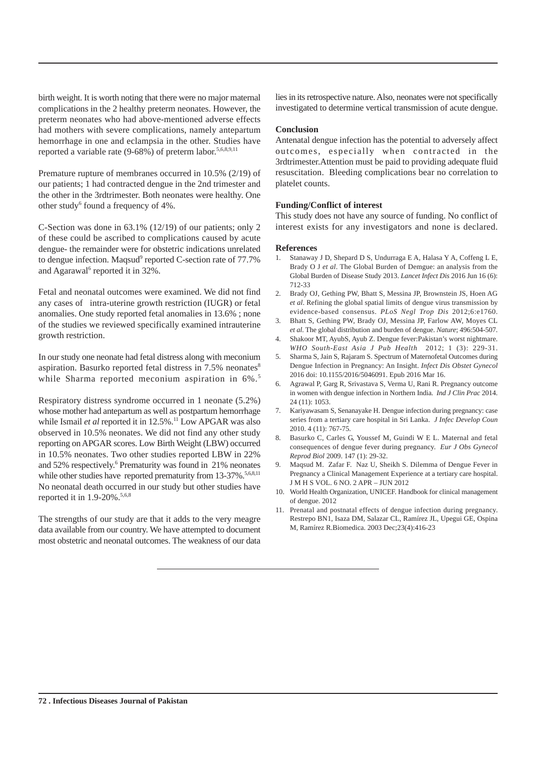birth weight. It is worth noting that there were no major maternal complications in the 2 healthy preterm neonates. However, the preterm neonates who had above-mentioned adverse effects had mothers with severe complications, namely antepartum hemorrhage in one and eclampsia in the other. Studies have reported a variable rate (9-68%) of preterm labor.[5,6,8,9,11]

Premature rupture of membranes occurred in 10.5% (2/19) of our patients; 1 had contracted dengue in the 2nd trimester and the other in the 3rdtrimester. Both neonates were healthy. One other study[6] found a frequency of 4%.

C-Section was done in 63.1% (12/19) of our patients; only 2 of these could be ascribed to complications caused by acute dengue- the remainder were for obstetric indications unrelated to dengue infection. Maqsud[9] reported C-section rate of 77.7% and Agarawal[6] reported it in 32%.

Fetal and neonatal outcomes were examined. We did not find any cases of intra-uterine growth restriction (IUGR) or fetal anomalies. One study reported fetal anomalies in 13.6% ; none of the studies we reviewed specifically examined intrauterine growth restriction.

In our study one neonate had fetal distress along with meconium aspiration. Basurko reported fetal distress in 7.5% neonates[8] while Sharma reported meconium aspiration in 6%.[5]

Respiratory distress syndrome occurred in 1 neonate (5.2%) whose mother had antepartum as well as postpartum hemorrhage while Ismail *et al* reported it in 12.5%.[11] Low APGAR was also observed in 10.5% neonates. We did not find any other study reporting on APGAR scores. Low Birth Weight (LBW) occurred in 10.5% neonates. Two other studies reported LBW in 22% and 52% respectively.[6] Prematurity was found in 21% neonates while other studies have reported prematurity from 13-37%.[5,6,8,11] No neonatal death occurred in our study but other studies have reported it in 1.9-20%.[5,6,8]

The strengths of our study are that it adds to the very meagre data available from our country. We have attempted to document most obstetric and neonatal outcomes. The weakness of our data lies in its retrospective nature. Also, neonates were not specifically investigated to determine vertical transmission of acute dengue.

### Conclusion

Antenatal dengue infection has the potential to adversely affect outcomes, especially when contracted in the 3rdtrimester.Attention must be paid to providing adequate fluid resuscitation. Bleeding complications bear no correlation to platelet counts.

### Funding/Conflict of interest

This study does not have any source of funding. No conflict of interest exists for any investigators and none is declared.

### References

1. Stanaway J D, Shepard D S, Undurraga E A, Halasa Y A, Coffeng L E, Brady O J *et al*. The Global Burden of Demgue: an analysis from the Global Burden of Disease Study 2013. *Lancet Infect Dis* 2016 Jun 16 (6): 712-33
2. Brady OJ, Gething PW, Bhatt S, Messina JP, Brownstein JS, Hoen AG *et al*. Refining the global spatial limits of dengue virus transmission by evidence-based consensus. *PLoS Negl Trop Dis* 2012;6:e1760.
3. Bhatt S, Gething PW, Brady OJ, Messina JP, Farlow AW, Moyes CL *et al*. The global distribution and burden of dengue. *Nature*; 496:504-507.
4. Shakoor MT, AyubS, Ayub Z. Dengue fever:Pakistan's worst nightmare. *WHO South-East Asia J Pub Health* 2012; 1 (3): 229-31.
5. Sharma S, Jain S, Rajaram S. Spectrum of Maternofetal Outcomes during Dengue Infection in Pregnancy: An Insight. *Infect Dis Obstet Gynecol* 2016 doi: 10.1155/2016/5046091. Epub 2016 Mar 16.
6. Agrawal P, Garg R, Srivastava S, Verma U, Rani R. Pregnancy outcome in women with dengue infection in Northern India. *Ind J Clin Prac* 2014. 24 (11): 1053.
7. Kariyawasam S, Senanayake H. Dengue infection during pregnancy: case series from a tertiary care hospital in Sri Lanka. *J Infec Develop Coun* 2010. 4 (11): 767-75.
8. Basurko C, Carles G, Youssef M, Guindi W E L. Maternal and fetal consequences of dengue fever during pregnancy. *Eur J Obs Gynecol Reprod Biol* 2009. 147 (1): 29-32.
9. Maqsud M. Zafar F. Naz U, Sheikh S. Dilemma of Dengue Fever in Pregnancy a Clinical Management Experience at a tertiary care hospital. J M H S VOL. 6 NO. 2 APR – JUN 2012
10. World Health Organization, UNICEF. Handbook for clinical management of dengue. 2012
11. Prenatal and postnatal effects of dengue infection during pregnancy. Restrepo BN1, Isaza DM, Salazar CL, Ramírez JL, Upegui GE, Ospina M, Ramírez R.Biomedica. 2003 Dec;23(4):416-23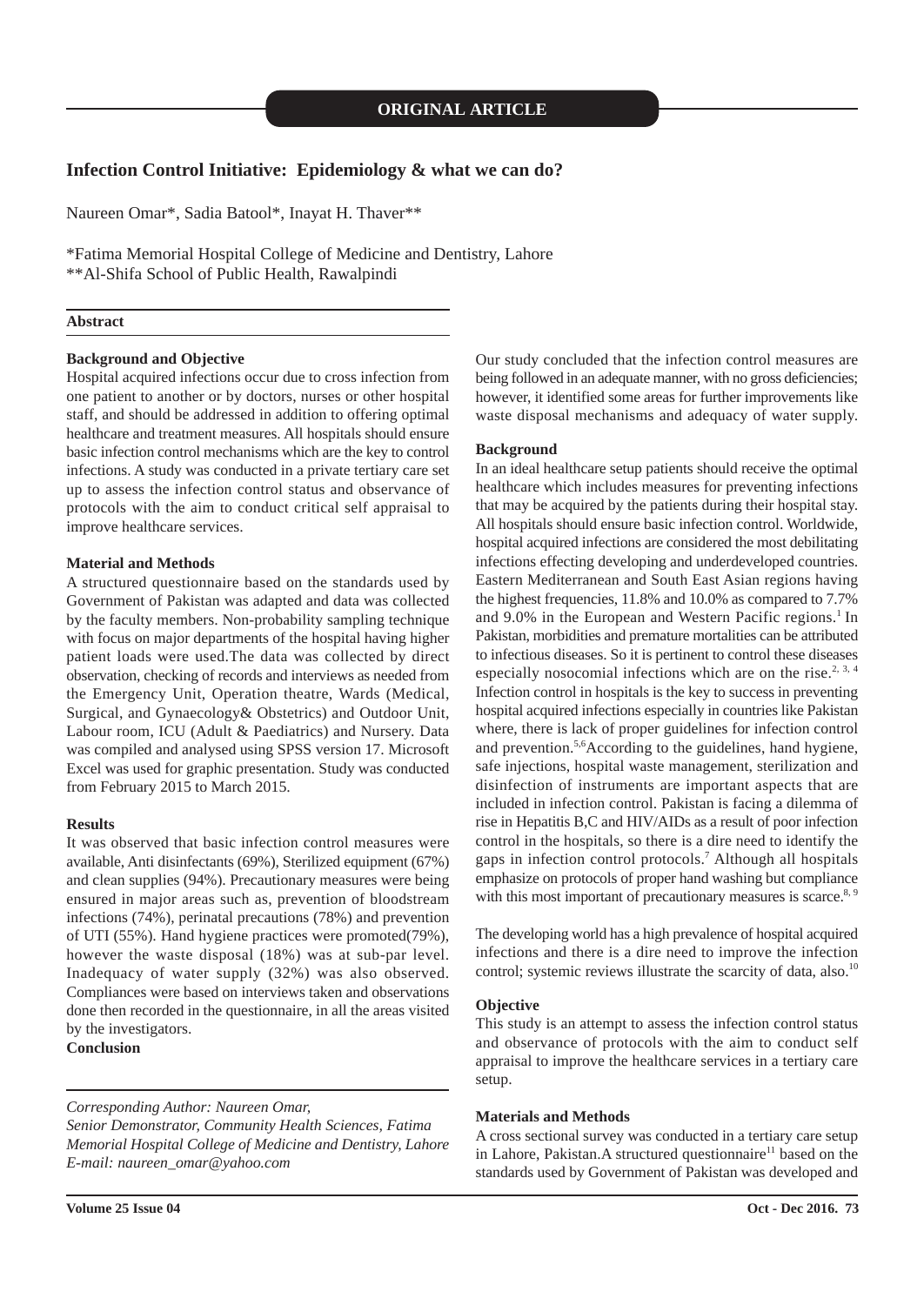**ORIGINAL ARTICLE**

# Infection Control Initiative: Epidemiology & what we can do?

Naureen Omar*, Sadia Batool*, Inayat H. Thaver**

*Fatima Memorial Hospital College of Medicine and Dentistry, Lahore
**Al-Shifa School of Public Health, Rawalpindi

## Abstract

**Background and Objective**

Hospital acquired infections occur due to cross infection from one patient to another or by doctors, nurses or other hospital staff, and should be addressed in addition to offering optimal healthcare and treatment measures. All hospitals should ensure basic infection control mechanisms which are the key to control infections. A study was conducted in a private tertiary care set up to assess the infection control status and observance of protocols with the aim to conduct critical self appraisal to improve healthcare services.

**Material and Methods**

A structured questionnaire based on the standards used by Government of Pakistan was adapted and data was collected by the faculty members. Non-probability sampling technique with focus on major departments of the hospital having higher patient loads were used.The data was collected by direct observation, checking of records and interviews as needed from the Emergency Unit, Operation theatre, Wards (Medical, Surgical, and Gynaecology& Obstetrics) and Outdoor Unit, Labour room, ICU (Adult & Paediatrics) and Nursery. Data was compiled and analysed using SPSS version 17. Microsoft Excel was used for graphic presentation. Study was conducted from February 2015 to March 2015.

**Results**

It was observed that basic infection control measures were available, Anti disinfectants (69%), Sterilized equipment (67%) and clean supplies (94%). Precautionary measures were being ensured in major areas such as, prevention of bloodstream infections (74%), perinatal precautions (78%) and prevention of UTI (55%). Hand hygiene practices were promoted(79%), however the waste disposal (18%) was at sub-par level. Inadequacy of water supply (32%) was also observed. Compliances were based on interviews taken and observations done then recorded in the questionnaire, in all the areas visited by the investigators.

**Conclusion**

Our study concluded that the infection control measures are being followed in an adequate manner, with no gross deficiencies; however, it identified some areas for further improvements like waste disposal mechanisms and adequacy of water supply.

*Corresponding Author: Naureen Omar,*
*Senior Demonstrator, Community Health Sciences, Fatima Memorial Hospital College of Medicine and Dentistry, Lahore*
*E-mail: naureen_omar@yahoo.com*

## Background

In an ideal healthcare setup patients should receive the optimal healthcare which includes measures for preventing infections that may be acquired by the patients during their hospital stay. All hospitals should ensure basic infection control. Worldwide, hospital acquired infections are considered the most debilitating infections effecting developing and underdeveloped countries. Eastern Mediterranean and South East Asian regions having the highest frequencies, 11.8% and 10.0% as compared to 7.7% and 9.0% in the European and Western Pacific regions.[1] In Pakistan, morbidities and premature mortalities can be attributed to infectious diseases. So it is pertinent to control these diseases especially nosocomial infections which are on the rise.[2, 3, 4] Infection control in hospitals is the key to success in preventing hospital acquired infections especially in countries like Pakistan where, there is lack of proper guidelines for infection control and prevention.[5,6]According to the guidelines, hand hygiene, safe injections, hospital waste management, sterilization and disinfection of instruments are important aspects that are included in infection control. Pakistan is facing a dilemma of rise in Hepatitis B,C and HIV/AIDs as a result of poor infection control in the hospitals, so there is a dire need to identify the gaps in infection control protocols.[7] Although all hospitals emphasize on protocols of proper hand washing but compliance with this most important of precautionary measures is scarce.[8, 9]

The developing world has a high prevalence of hospital acquired infections and there is a dire need to improve the infection control; systemic reviews illustrate the scarcity of data, also.[10]

## Objective

This study is an attempt to assess the infection control status and observance of protocols with the aim to conduct self appraisal to improve the healthcare services in a tertiary care setup.

## Materials and Methods

A cross sectional survey was conducted in a tertiary care setup in Lahore, Pakistan.A structured questionnaire[11] based on the standards used by Government of Pakistan was developed and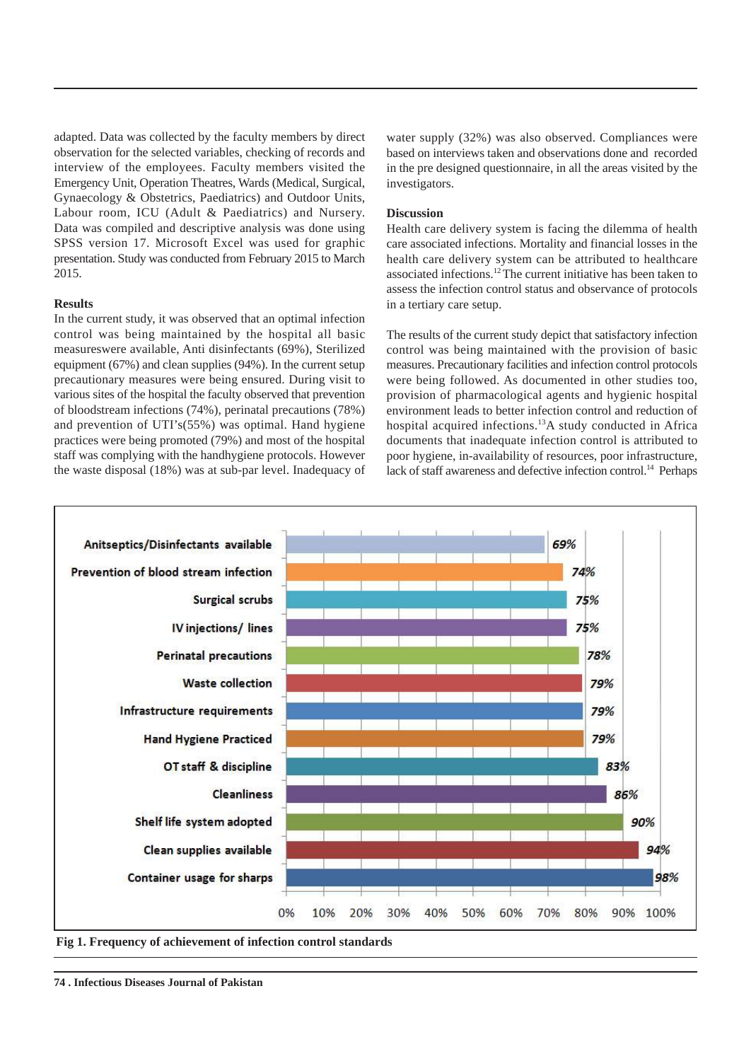adapted. Data was collected by the faculty members by direct observation for the selected variables, checking of records and interview of the employees. Faculty members visited the Emergency Unit, Operation Theatres, Wards (Medical, Surgical, Gynaecology & Obstetrics, Paediatrics) and Outdoor Units, Labour room, ICU (Adult & Paediatrics) and Nursery. Data was compiled and descriptive analysis was done using SPSS version 17. Microsoft Excel was used for graphic presentation. Study was conducted from February 2015 to March 2015.

### Results

In the current study, it was observed that an optimal infection control was being maintained by the hospital all basic measureswere available, Anti disinfectants (69%), Sterilized equipment (67%) and clean supplies (94%). In the current setup precautionary measures were being ensured. During visit to various sites of the hospital the faculty observed that prevention of bloodstream infections (74%), perinatal precautions (78%) and prevention of UTI's(55%) was optimal. Hand hygiene practices were being promoted (79%) and most of the hospital staff was complying with the handhygiene protocols. However the waste disposal (18%) was at sub-par level. Inadequacy of water supply (32%) was also observed. Compliances were based on interviews taken and observations done and recorded in the pre designed questionnaire, in all the areas visited by the investigators.

### Discussion

Health care delivery system is facing the dilemma of health care associated infections. Mortality and financial losses in the health care delivery system can be attributed to healthcare associated infections.[12] The current initiative has been taken to assess the infection control status and observance of protocols in a tertiary care setup.

The results of the current study depict that satisfactory infection control was being maintained with the provision of basic measures. Precautionary facilities and infection control protocols were being followed. As documented in other studies too, provision of pharmacological agents and hygienic hospital environment leads to better infection control and reduction of hospital acquired infections.[13]A study conducted in Africa documents that inadequate infection control is attributed to poor hygiene, in-availability of resources, poor infrastructure, lack of staff awareness and defective infection control.[14] Perhaps

| Standard | Frequency |
|---|---|
| Anitseptics/Disinfectants available | 69% |
| Prevention of blood stream infection | 74% |
| Surgical scrubs | 75% |
| IV injections/ lines | 75% |
| Perinatal precautions | 78% |
| Waste collection | 79% |
| Infrastructure requirements | 79% |
| Hand Hygiene Practiced | 79% |
| OT staff & discipline | 83% |
| Cleanliness | 86% |
| Shelf life system adopted | 90% |
| Clean supplies available | 94% |
| Container usage for sharps | 98% |

**Fig 1. Frequency of achievement of infection control standards**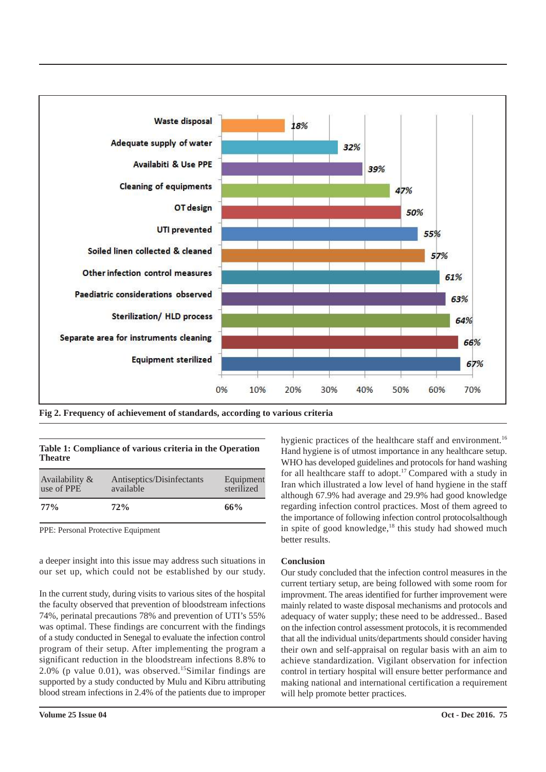Fig 2. Frequency of achievement of standards, according to various criteria

**Table 1: Compliance of various criteria in the Operation Theatre**

| Availability & use of PPE | Antiseptics/Disinfectants available | Equipment sterilized |
|---|---|---|
| **77%** | **72%** | **66%** |

PPE: Personal Protective Equipment

a deeper insight into this issue may address such situations in our set up, which could not be established by our study.

In the current study, during visits to various sites of the hospital the faculty observed that prevention of bloodstream infections 74%, perinatal precautions 78% and prevention of UTI's 55% was optimal. These findings are concurrent with the findings of a study conducted in Senegal to evaluate the infection control program of their setup. After implementing the program a significant reduction in the bloodstream infections 8.8% to 2.0% (p value 0.01), was observed.[15]Similar findings are supported by a study conducted by Mulu and Kibru attributing blood stream infections in 2.4% of the patients due to improper hygienic practices of the healthcare staff and environment.[16] Hand hygiene is of utmost importance in any healthcare setup. WHO has developed guidelines and protocols for hand washing for all healthcare staff to adopt.[17] Compared with a study in Iran which illustrated a low level of hand hygiene in the staff although 67.9% had average and 29.9% had good knowledge regarding infection control practices. Most of them agreed to the importance of following infection control protocolsalthough in spite of good knowledge,[18] this study had showed much better results.

## Conclusion

Our study concluded that the infection control measures in the current tertiary setup, are being followed with some room for improvment. The areas identified for further improvement were mainly related to waste disposal mechanisms and protocols and adequacy of water supply; these need to be addressed.. Based on the infection control assessment protocols, it is recommended that all the individual units/departments should consider having their own and self-appraisal on regular basis with an aim to achieve standardization. Vigilant observation for infection control in tertiary hospital will ensure better performance and making national and international certification a requirement will help promote better practices.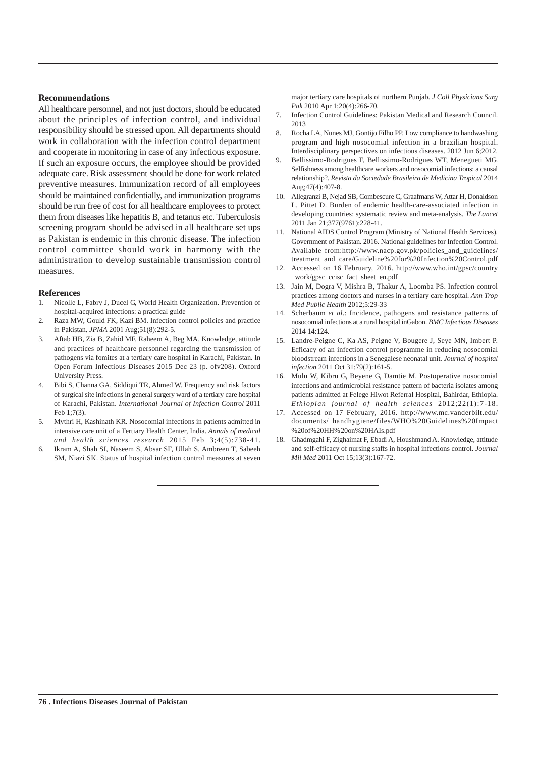### Recommendations

All healthcare personnel, and not just doctors, should be educated about the principles of infection control, and individual responsibility should be stressed upon. All departments should work in collaboration with the infection control department and cooperate in monitoring in case of any infectious exposure. If such an exposure occurs, the employee should be provided adequate care. Risk assessment should be done for work related preventive measures. Immunization record of all employees should be maintained confidentially, and immunization programs should be run free of cost for all healthcare employees to protect them from diseases like hepatitis B, and tetanus etc. Tuberculosis screening program should be advised in all healthcare set ups as Pakistan is endemic in this chronic disease. The infection control committee should work in harmony with the administration to develop sustainable transmission control measures.

### References

1. Nicolle L, Fabry J, Ducel G, World Health Organization. Prevention of hospital-acquired infections: a practical guide
2. Raza MW, Gould FK, Kazi BM. Infection control policies and practice in Pakistan. *JPMA* 2001 Aug;51(8):292-5.
3. Aftab HB, Zia B, Zahid MF, Raheem A, Beg MA. Knowledge, attitude and practices of healthcare personnel regarding the transmission of pathogens via fomites at a tertiary care hospital in Karachi, Pakistan. In Open Forum Infectious Diseases 2015 Dec 23 (p. ofv208). Oxford University Press.
4. Bibi S, Channa GA, Siddiqui TR, Ahmed W. Frequency and risk factors of surgical site infections in general surgery ward of a tertiary care hospital of Karachi, Pakistan. *International Journal of Infection Control* 2011 Feb 1;7(3).
5. Mythri H, Kashinath KR. Nosocomial infections in patients admitted in intensive care unit of a Tertiary Health Center, India. *Annals of medical and health sciences research* 2015 Feb 3;4(5):738-41.
6. Ikram A, Shah SI, Naseem S, Absar SF, Ullah S, Ambreen T, Sabeeh SM, Niazi SK. Status of hospital infection control measures at seven major tertiary care hospitals of northern Punjab. *J Coll Physicians Surg Pak* 2010 Apr 1;20(4):266-70.
7. Infection Control Guidelines: Pakistan Medical and Research Council. 2013
8. Rocha LA, Nunes MJ, Gontijo Filho PP. Low compliance to handwashing program and high nosocomial infection in a brazilian hospital. Interdisciplinary perspectives on infectious diseases. 2012 Jun 6;2012.
9. Bellissimo-Rodrigues F, Bellissimo-Rodrigues WT, Menegueti MG. Selfishness among healthcare workers and nosocomial infections: a causal relationship?. *Revista da Sociedade Brasileira de Medicina Tropical* 2014 Aug;47(4):407-8.
10. Allegranzi B, Nejad SB, Combescure C, Graafmans W, Attar H, Donaldson L, Pittet D. Burden of endemic health-care-associated infection in developing countries: systematic review and meta-analysis. *The Lancet* 2011 Jan 21;377(9761):228-41.
11. National AIDS Control Program (Ministry of National Health Services). Government of Pakistan. 2016. National guidelines for Infection Control. Available from:http://www.nacp.gov.pk/policies_and_guidelines/treatment_and_care/Guideline%20for%20Infection%20Control.pdf
12. Accessed on 16 February, 2016. http://www.who.int/gpsc/country_work/gpsc_ccisc_fact_sheet_en.pdf
13. Jain M, Dogra V, Mishra B, Thakur A, Loomba PS. Infection control practices among doctors and nurses in a tertiary care hospital. *Ann Trop Med Public Health* 2012;5:29-33
14. Scherbaum *et al*.: Incidence, pathogens and resistance patterns of nosocomial infections at a rural hospital inGabon. *BMC Infectious Diseases* 2014 14:124.
15. Landre-Peigne C, Ka AS, Peigne V, Bougere J, Seye MN, Imbert P. Efficacy of an infection control programme in reducing nosocomial bloodstream infections in a Senegalese neonatal unit. *Journal of hospital infection* 2011 Oct 31;79(2):161-5.
16. Mulu W, Kibru G, Beyene G, Damtie M. Postoperative nosocomial infections and antimicrobial resistance pattern of bacteria isolates among patients admitted at Felege Hiwot Referral Hospital, Bahirdar, Ethiopia. *Ethiopian journal of health sciences* 2012;22(1):7-18.
17. Accessed on 17 February, 2016. http://www.mc.vanderbilt.edu/documents/ handhygiene/files/WHO%20Guidelines%20Impact%20of%20HH%20on%20HAIs.pdf
18. Ghadmgahi F, Zighaimat F, Ebadi A, Houshmand A. Knowledge, attitude and self-efficacy of nursing staffs in hospital infections control. *Journal Mil Med* 2011 Oct 15;13(3):167-72.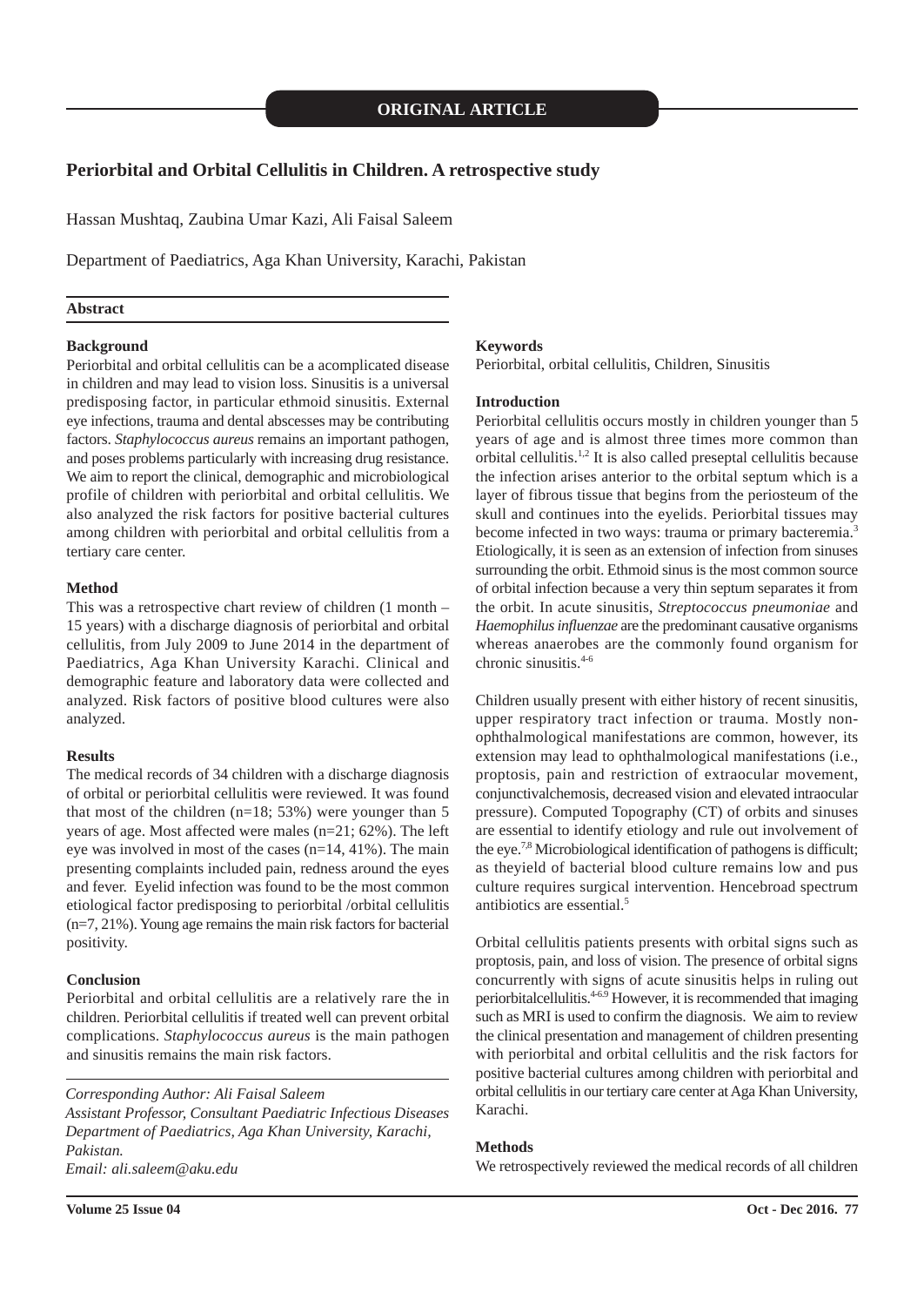**ORIGINAL ARTICLE**

# Periorbital and Orbital Cellulitis in Children. A retrospective study

Hassan Mushtaq, Zaubina Umar Kazi, Ali Faisal Saleem

Department of Paediatrics, Aga Khan University, Karachi, Pakistan

## Abstract

### Background

Periorbital and orbital cellulitis can be a acomplicated disease in children and may lead to vision loss. Sinusitis is a universal predisposing factor, in particular ethmoid sinusitis. External eye infections, trauma and dental abscesses may be contributing factors. *Staphylococcus aureus* remains an important pathogen, and poses problems particularly with increasing drug resistance. We aim to report the clinical, demographic and microbiological profile of children with periorbital and orbital cellulitis. We also analyzed the risk factors for positive bacterial cultures among children with periorbital and orbital cellulitis from a tertiary care center.

### Method

This was a retrospective chart review of children (1 month – 15 years) with a discharge diagnosis of periorbital and orbital cellulitis, from July 2009 to June 2014 in the department of Paediatrics, Aga Khan University Karachi. Clinical and demographic feature and laboratory data were collected and analyzed. Risk factors of positive blood cultures were also analyzed.

### Results

The medical records of 34 children with a discharge diagnosis of orbital or periorbital cellulitis were reviewed. It was found that most of the children (n=18; 53%) were younger than 5 years of age. Most affected were males (n=21; 62%). The left eye was involved in most of the cases (n=14, 41%). The main presenting complaints included pain, redness around the eyes and fever. Eyelid infection was found to be the most common etiological factor predisposing to periorbital /orbital cellulitis (n=7, 21%). Young age remains the main risk factors for bacterial positivity.

### Conclusion

Periorbital and orbital cellulitis are a relatively rare the in children. Periorbital cellulitis if treated well can prevent orbital complications. *Staphylococcus aureus* is the main pathogen and sinusitis remains the main risk factors.

*Corresponding Author: Ali Faisal Saleem*
*Assistant Professor, Consultant Paediatric Infectious Diseases*
*Department of Paediatrics, Aga Khan University, Karachi, Pakistan.*
*Email: ali.saleem@aku.edu*

### Keywords

Periorbital, orbital cellulitis, Children, Sinusitis

## Introduction

Periorbital cellulitis occurs mostly in children younger than 5 years of age and is almost three times more common than orbital cellulitis.[1,2] It is also called preseptal cellulitis because the infection arises anterior to the orbital septum which is a layer of fibrous tissue that begins from the periosteum of the skull and continues into the eyelids. Periorbital tissues may become infected in two ways: trauma or primary bacteremia.[3] Etiologically, it is seen as an extension of infection from sinuses surrounding the orbit. Ethmoid sinus is the most common source of orbital infection because a very thin septum separates it from the orbit. In acute sinusitis, *Streptococcus pneumoniae* and *Haemophilus influenzae* are the predominant causative organisms whereas anaerobes are the commonly found organism for chronic sinusitis.[4-6]

Children usually present with either history of recent sinusitis, upper respiratory tract infection or trauma. Mostly non-ophthalmological manifestations are common, however, its extension may lead to ophthalmological manifestations (i.e., proptosis, pain and restriction of extraocular movement, conjunctivalchemosis, decreased vision and elevated intraocular pressure). Computed Topography (CT) of orbits and sinuses are essential to identify etiology and rule out involvement of the eye.[7,8] Microbiological identification of pathogens is difficult; as theyield of bacterial blood culture remains low and pus culture requires surgical intervention. Hencebroad spectrum antibiotics are essential.[5]

Orbital cellulitis patients presents with orbital signs such as proptosis, pain, and loss of vision. The presence of orbital signs concurrently with signs of acute sinusitis helps in ruling out periorbitalcellulitis.[4-6,9] However, it is recommended that imaging such as MRI is used to confirm the diagnosis. We aim to review the clinical presentation and management of children presenting with periorbital and orbital cellulitis and the risk factors for positive bacterial cultures among children with periorbital and orbital cellulitis in our tertiary care center at Aga Khan University, Karachi.

## Methods

We retrospectively reviewed the medical records of all children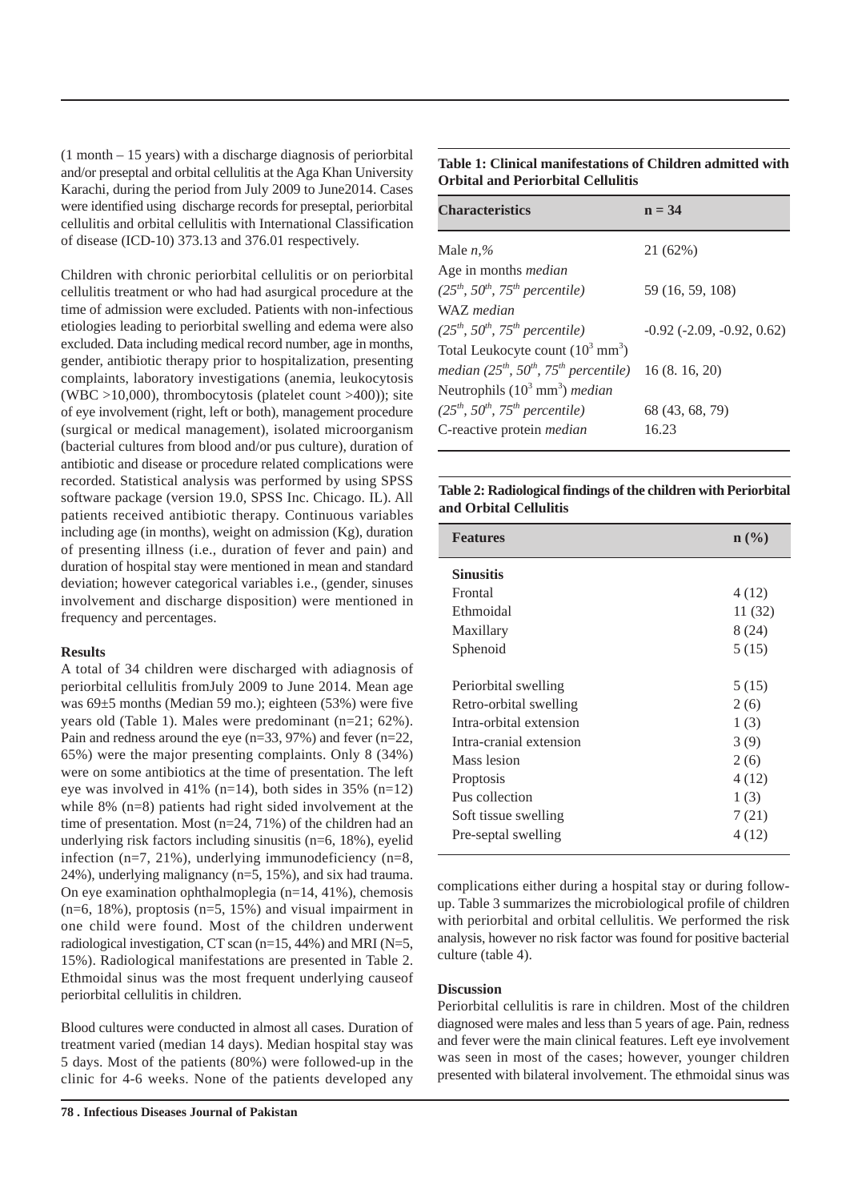(1 month – 15 years) with a discharge diagnosis of periorbital and/or preseptal and orbital cellulitis at the Aga Khan University Karachi, during the period from July 2009 to June2014. Cases were identified using discharge records for preseptal, periorbital cellulitis and orbital cellulitis with International Classification of disease (ICD-10) 373.13 and 376.01 respectively.

Children with chronic periorbital cellulitis or on periorbital cellulitis treatment or who had had asurgical procedure at the time of admission were excluded. Patients with non-infectious etiologies leading to periorbital swelling and edema were also excluded. Data including medical record number, age in months, gender, antibiotic therapy prior to hospitalization, presenting complaints, laboratory investigations (anemia, leukocytosis (WBC >10,000), thrombocytosis (platelet count >400)); site of eye involvement (right, left or both), management procedure (surgical or medical management), isolated microorganism (bacterial cultures from blood and/or pus culture), duration of antibiotic and disease or procedure related complications were recorded. Statistical analysis was performed by using SPSS software package (version 19.0, SPSS Inc. Chicago. IL). All patients received antibiotic therapy. Continuous variables including age (in months), weight on admission (Kg), duration of presenting illness (i.e., duration of fever and pain) and duration of hospital stay were mentioned in mean and standard deviation; however categorical variables i.e., (gender, sinuses involvement and discharge disposition) were mentioned in frequency and percentages.

**Results**

A total of 34 children were discharged with adiagnosis of periorbital cellulitis fromJuly 2009 to June 2014. Mean age was 69±5 months (Median 59 mo.); eighteen (53%) were five years old (Table 1). Males were predominant (n=21; 62%). Pain and redness around the eye (n=33, 97%) and fever (n=22, 65%) were the major presenting complaints. Only 8 (34%) were on some antibiotics at the time of presentation. The left eye was involved in 41% (n=14), both sides in 35% (n=12) while 8% (n=8) patients had right sided involvement at the time of presentation. Most (n=24, 71%) of the children had an underlying risk factors including sinusitis (n=6, 18%), eyelid infection (n=7, 21%), underlying immunodeficiency (n=8, 24%), underlying malignancy (n=5, 15%), and six had trauma. On eye examination ophthalmoplegia (n=14, 41%), chemosis (n=6, 18%), proptosis (n=5, 15%) and visual impairment in one child were found. Most of the children underwent radiological investigation, CT scan (n=15, 44%) and MRI (N=5, 15%). Radiological manifestations are presented in Table 2. Ethmoidal sinus was the most frequent underlying causeof periorbital cellulitis in children.

Blood cultures were conducted in almost all cases. Duration of treatment varied (median 14 days). Median hospital stay was 5 days. Most of the patients (80%) were followed-up in the clinic for 4-6 weeks. None of the patients developed any complications either during a hospital stay or during follow-up. Table 3 summarizes the microbiological profile of children with periorbital and orbital cellulitis. We performed the risk analysis, however no risk factor was found for positive bacterial culture (table 4).

**Table 1: Clinical manifestations of Children admitted with Orbital and Periorbital Cellulitis**

| Characteristics | n = 34 |
|---|---|
| Male *n,%* | 21 (62%) |
| Age in months *median (25$^{th}$, 50$^{th}$, 75$^{th}$ percentile)* | 59 (16, 59, 108) |
| WAZ *median (25$^{th}$, 50$^{th}$, 75$^{th}$ percentile)* | -0.92 (-2.09, -0.92, 0.62) |
| Total Leukocyte count ($10^3$ mm$^3$) *median (25$^{th}$, 50$^{th}$, 75$^{th}$ percentile)* | 16 (8. 16, 20) |
| Neutrophils ($10^3$ mm$^3$) *median (25$^{th}$, 50$^{th}$, 75$^{th}$ percentile)* | 68 (43, 68, 79) |
| C-reactive protein *median* | 16.23 |

**Table 2: Radiological findings of the children with Periorbital and Orbital Cellulitis**

| Features | n (%) |
|---|---|
| **Sinusitis** | |
| Frontal | 4 (12) |
| Ethmoidal | 11 (32) |
| Maxillary | 8 (24) |
| Sphenoid | 5 (15) |
| Periorbital swelling | 5 (15) |
| Retro-orbital swelling | 2 (6) |
| Intra-orbital extension | 1 (3) |
| Intra-cranial extension | 3 (9) |
| Mass lesion | 2 (6) |
| Proptosis | 4 (12) |
| Pus collection | 1 (3) |
| Soft tissue swelling | 7 (21) |
| Pre-septal swelling | 4 (12) |

**Discussion**

Periorbital cellulitis is rare in children. Most of the children diagnosed were males and less than 5 years of age. Pain, redness and fever were the main clinical features. Left eye involvement was seen in most of the cases; however, younger children presented with bilateral involvement. The ethmoidal sinus was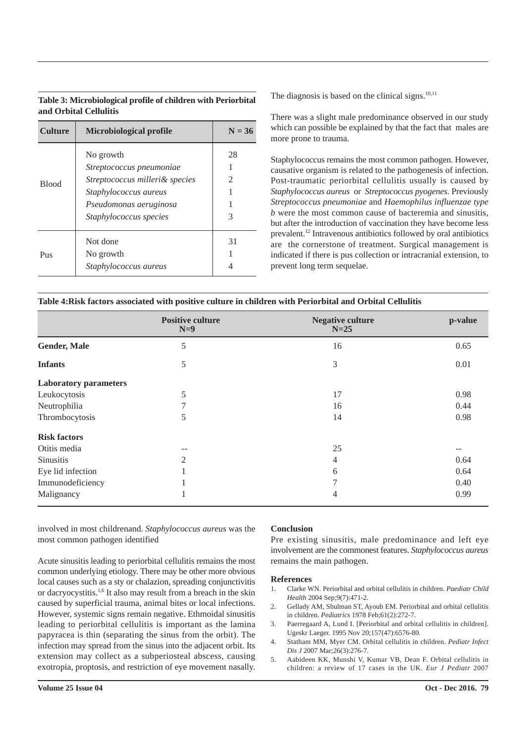**Table 3: Microbiological profile of children with Periorbital and Orbital Cellulitis**

| Culture | Microbiological profile | N = 36 |
|---|---|---|
| Blood | No growth | 28 |
| | *Streptococcus pneumoniae* | 1 |
| | *Streptococcus milleri& species* | 2 |
| | *Staphylococcus aureus* | 1 |
| | *Pseudomonas aeruginosa* | 1 |
| | *Staphylococcus species* | 3 |
| Pus | Not done | 31 |
| | No growth | 1 |
| | *Staphylococcus aureus* | 4 |

The diagnosis is based on the clinical signs.[10,11]

There was a slight male predominance observed in our study which can possible be explained by that the fact that males are more prone to trauma.

Staphylococcus remains the most common pathogen. However, causative organism is related to the pathogenesis of infection. Post-traumatic periorbital cellulitis usually is caused by *Staphylococcus aureus* or *Streptococcus pyogenes*. Previously *Streptococcus pneumoniae* and *Haemophilus influenzae type b* were the most common cause of bacteremia and sinusitis, but after the introduction of vaccination they have become less prevalent.[12] Intravenous antibiotics followed by oral antibiotics are the cornerstone of treatment. Surgical management is indicated if there is pus collection or intracranial extension, to prevent long term sequelae.

**Table 4:Risk factors associated with positive culture in children with Periorbital and Orbital Cellulitis**

| | Positive culture N=9 | Negative culture N=25 | p-value |
|---|---|---|---|
| **Gender, Male** | 5 | 16 | 0.65 |
| **Infants** | 5 | 3 | 0.01 |
| **Laboratory parameters** | | | |
| Leukocytosis | 5 | 17 | 0.98 |
| Neutrophilia | 7 | 16 | 0.44 |
| Thrombocytosis | 5 | 14 | 0.98 |
| **Risk factors** | | | |
| Otitis media | -- | 25 | -- |
| Sinusitis | 2 | 4 | 0.64 |
| Eye lid infection | 1 | 6 | 0.64 |
| Immunodeficiency | 1 | 7 | 0.40 |
| Malignancy | 1 | 4 | 0.99 |

involved in most childrenand. *Staphylococcus aureus* was the most common pathogen identified

Acute sinusitis leading to periorbital cellulitis remains the most common underlying etiology. There may be other more obvious local causes such as a sty or chalazion, spreading conjunctivitis or dacryocystitis.[1,6] It also may result from a breach in the skin caused by superficial trauma, animal bites or local infections. However, systemic signs remain negative. Ethmoidal sinusitis leading to periorbital cellulitis is important as the lamina papyracea is thin (separating the sinus from the orbit). The infection may spread from the sinus into the adjacent orbit. Its extension may collect as a subperiosteal abscess, causing exotropia, proptosis, and restriction of eye movement nasally.

### Conclusion

Pre existing sinusitis, male predominance and left eye involvement are the commonest features. *Staphylococcus aureus* remains the main pathogen.

### References

1. Clarke WN. Periorbital and orbital cellulitis in children. *Paediatr Child Health* 2004 Sep;9(7):471-2.
2. Gellady AM, Shulman ST, Ayoub EM. Periorbital and orbital cellulitis in children. *Pediatrics* 1978 Feb;61(2):272-7.
3. Paerregaard A, Lund I. [Periorbital and orbital cellulitis in children]. Ugeskr Laeger. 1995 Nov 20;157(47):6576-80.
4. Statham MM, Myer CM. Orbital cellulitis in children. *Pediatr Infect Dis J* 2007 Mar;26(3):276-7.
5. Aabideen KK, Munshi V, Kumar VB, Dean F. Orbital cellulitis in children: a review of 17 cases in the UK. *Eur J Pediatr* 2007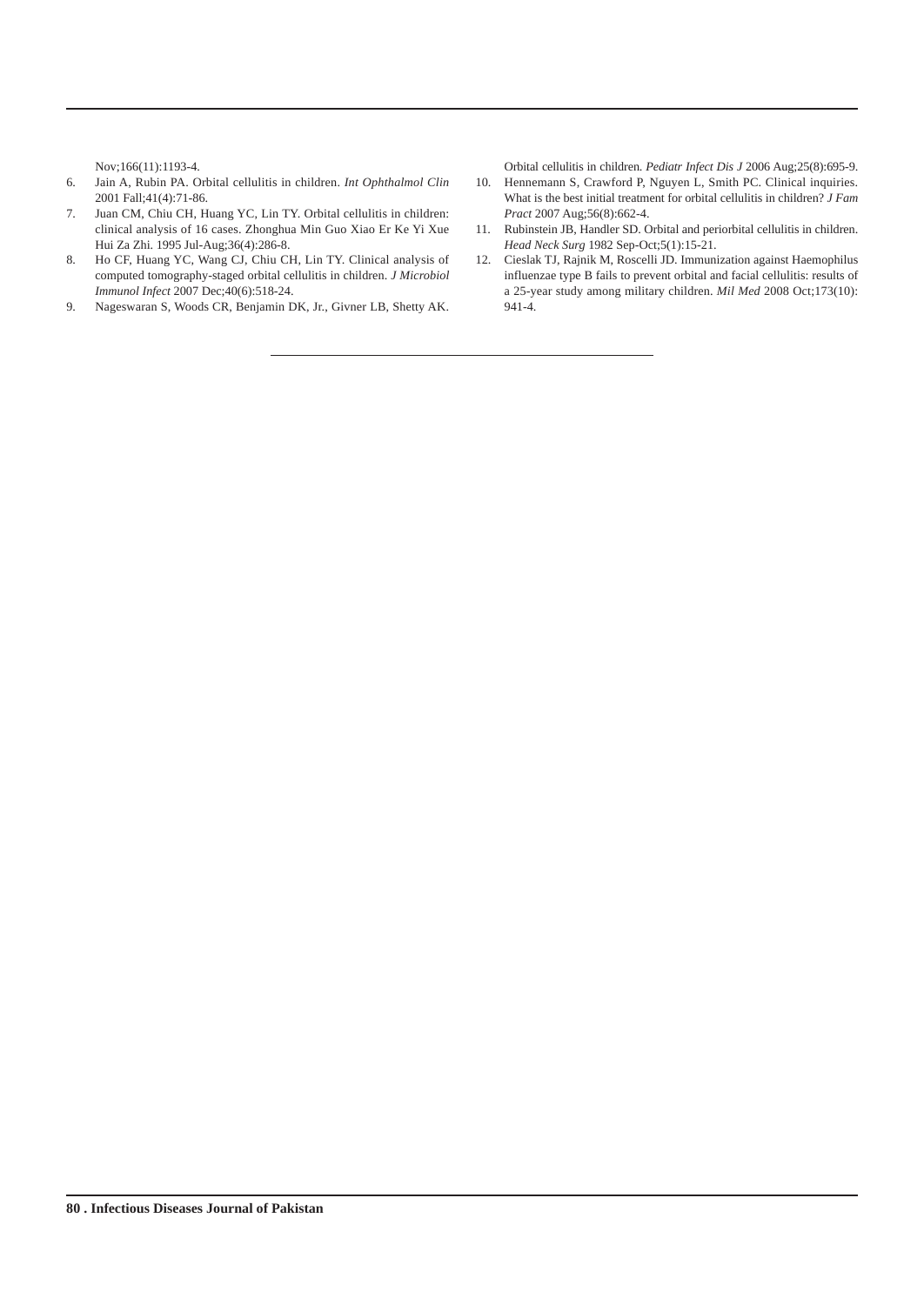Nov;166(11):1193-4.

6. Jain A, Rubin PA. Orbital cellulitis in children. *Int Ophthalmol Clin* 2001 Fall;41(4):71-86.
7. Juan CM, Chiu CH, Huang YC, Lin TY. Orbital cellulitis in children: clinical analysis of 16 cases. Zhonghua Min Guo Xiao Er Ke Yi Xue Hui Za Zhi. 1995 Jul-Aug;36(4):286-8.
8. Ho CF, Huang YC, Wang CJ, Chiu CH, Lin TY. Clinical analysis of computed tomography-staged orbital cellulitis in children. *J Microbiol Immunol Infect* 2007 Dec;40(6):518-24.
9. Nageswaran S, Woods CR, Benjamin DK, Jr., Givner LB, Shetty AK. Orbital cellulitis in children. *Pediatr Infect Dis J* 2006 Aug;25(8):695-9.
10. Hennemann S, Crawford P, Nguyen L, Smith PC. Clinical inquiries. What is the best initial treatment for orbital cellulitis in children? *J Fam Pract* 2007 Aug;56(8):662-4.
11. Rubinstein JB, Handler SD. Orbital and periorbital cellulitis in children. *Head Neck Surg* 1982 Sep-Oct;5(1):15-21.
12. Cieslak TJ, Rajnik M, Roscelli JD. Immunization against Haemophilus influenzae type B fails to prevent orbital and facial cellulitis: results of a 25-year study among military children. *Mil Med* 2008 Oct;173(10): 941-4.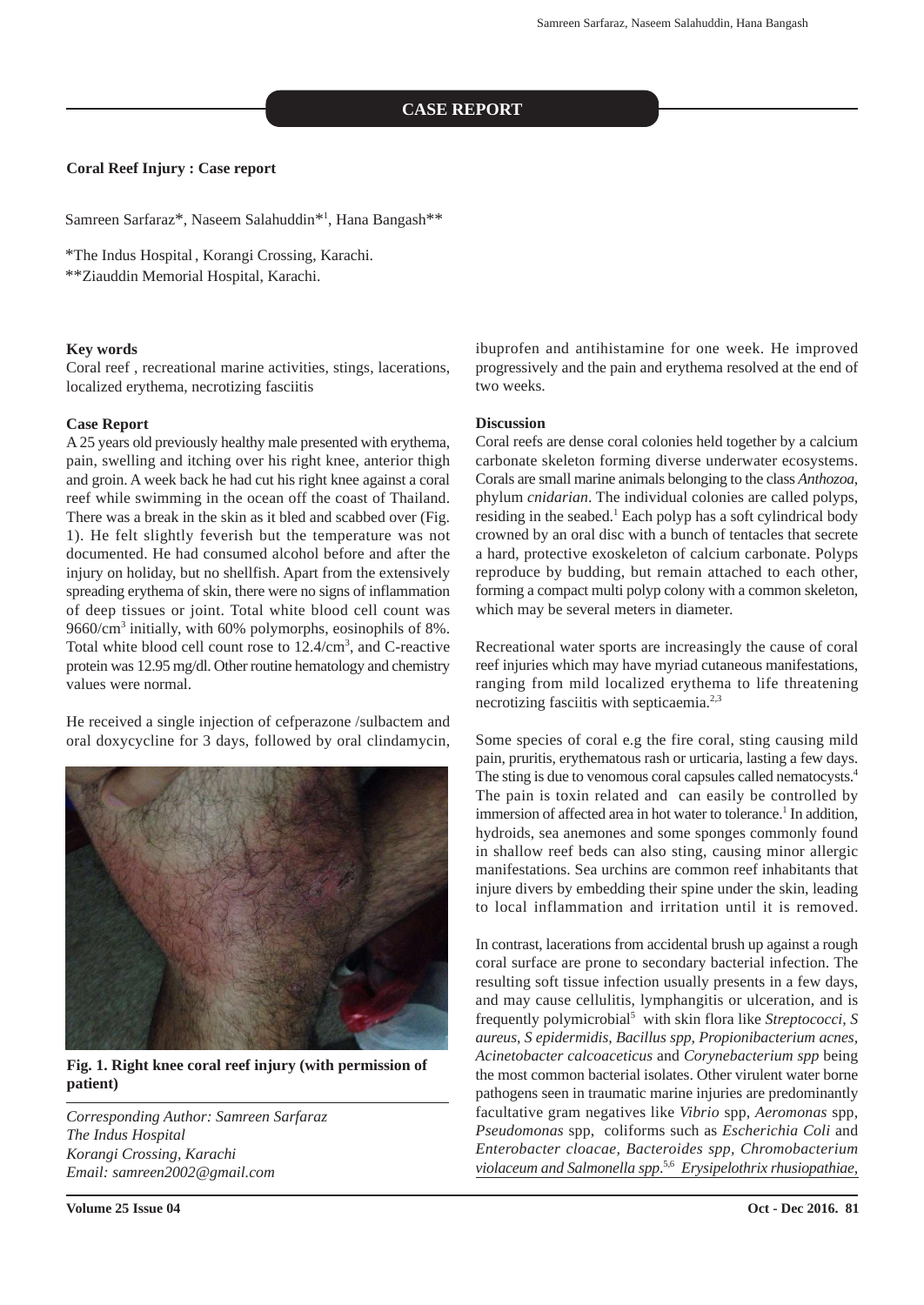## CASE REPORT

### Coral Reef Injury : Case report

Samreen Sarfaraz*, Naseem Salahuddin*[1], Hana Bangash**

*The Indus Hospital , Korangi Crossing, Karachi.
**Ziauddin Memorial Hospital, Karachi.

#### Key words

Coral reef , recreational marine activities, stings, lacerations, localized erythema, necrotizing fasciitis

#### Case Report

A 25 years old previously healthy male presented with erythema, pain, swelling and itching over his right knee, anterior thigh and groin. A week back he had cut his right knee against a coral reef while swimming in the ocean off the coast of Thailand. There was a break in the skin as it bled and scabbed over (Fig. 1). He felt slightly feverish but the temperature was not documented. He had consumed alcohol before and after the injury on holiday, but no shellfish. Apart from the extensively spreading erythema of skin, there were no signs of inflammation of deep tissues or joint. Total white blood cell count was $9660/cm^3$ initially, with 60% polymorphs, eosinophils of 8%. Total white blood cell count rose to $12.4/cm^3$, and C-reactive protein was 12.95 mg/dl. Other routine hematology and chemistry values were normal.

He received a single injection of cefperazone /sulbactem and oral doxycycline for 3 days, followed by oral clindamycin, ibuprofen and antihistamine for one week. He improved progressively and the pain and erythema resolved at the end of two weeks.

**Fig. 1. Right knee coral reef injury (with permission of patient)**

*Corresponding Author: Samreen Sarfaraz*
*The Indus Hospital*
*Korangi Crossing, Karachi*
*Email: samreen2002@gmail.com*

#### Discussion

Coral reefs are dense coral colonies held together by a calcium carbonate skeleton forming diverse underwater ecosystems. Corals are small marine animals belonging to the class *Anthozoa*, phylum *cnidarian*. The individual colonies are called polyps, residing in the seabed.[1] Each polyp has a soft cylindrical body crowned by an oral disc with a bunch of tentacles that secrete a hard, protective exoskeleton of calcium carbonate. Polyps reproduce by budding, but remain attached to each other, forming a compact multi polyp colony with a common skeleton, which may be several meters in diameter.

Recreational water sports are increasingly the cause of coral reef injuries which may have myriad cutaneous manifestations, ranging from mild localized erythema to life threatening necrotizing fasciitis with septicaemia.[2,3]

Some species of coral e.g the fire coral, sting causing mild pain, pruritis, erythematous rash or urticaria, lasting a few days. The sting is due to venomous coral capsules called nematocysts.[4] The pain is toxin related and can easily be controlled by immersion of affected area in hot water to tolerance.[1] In addition, hydroids, sea anemones and some sponges commonly found in shallow reef beds can also sting, causing minor allergic manifestations. Sea urchins are common reef inhabitants that injure divers by embedding their spine under the skin, leading to local inflammation and irritation until it is removed.

In contrast, lacerations from accidental brush up against a rough coral surface are prone to secondary bacterial infection. The resulting soft tissue infection usually presents in a few days, and may cause cellulitis, lymphangitis or ulceration, and is frequently polymicrobial[5] with skin flora like *Streptococci, S aureus, S epidermidis, Bacillus spp, Propionibacterium acnes, Acinetobacter calcoaceticus* and *Corynebacterium spp* being the most common bacterial isolates. Other virulent water borne pathogens seen in traumatic marine injuries are predominantly facultative gram negatives like *Vibrio* spp, *Aeromonas* spp, *Pseudomonas* spp, coliforms such as *Escherichia Coli* and *Enterobacter cloacae, Bacteroides spp, Chromobacterium violaceum and Salmonella spp.*[5,6] *Erysipelothrix rhusiopathiae,*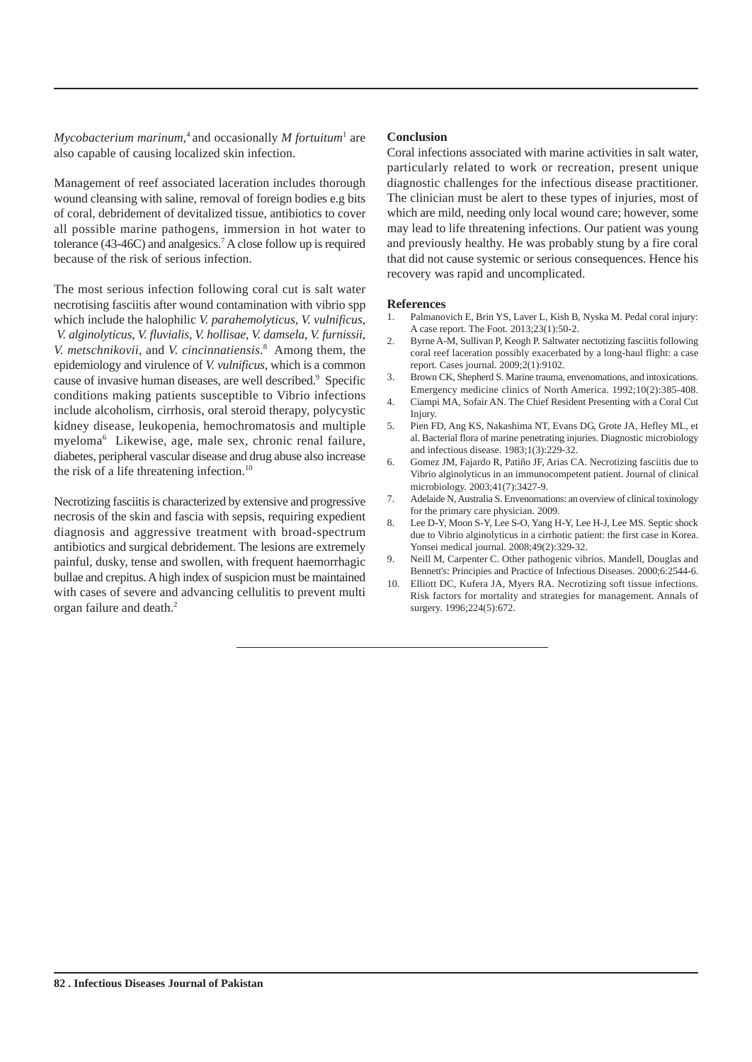*Mycobacterium marinum,*[4] and occasionally *M fortuitum*[1] are also capable of causing localized skin infection.

Management of reef associated laceration includes thorough wound cleansing with saline, removal of foreign bodies e.g bits of coral, debridement of devitalized tissue, antibiotics to cover all possible marine pathogens, immersion in hot water to tolerance (43-46C) and analgesics.[7] A close follow up is required because of the risk of serious infection.

The most serious infection following coral cut is salt water necrotising fasciitis after wound contamination with vibrio spp which include the halophilic *V. parahemolyticus*, *V. vulnificus*, *V. alginolyticus*, *V. fluvialis*, *V. hollisae*, *V. damsela*, *V. furnissii*, *V. metschnikovii*, and *V. cincinnatiensis*.[8] Among them, the epidemiology and virulence of *V. vulnificus*, which is a common cause of invasive human diseases, are well described.[9] Specific conditions making patients susceptible to Vibrio infections include alcoholism, cirrhosis, oral steroid therapy, polycystic kidney disease, leukopenia, hemochromatosis and multiple myeloma[6] Likewise, age, male sex, chronic renal failure, diabetes, peripheral vascular disease and drug abuse also increase the risk of a life threatening infection.[10]

Necrotizing fasciitis is characterized by extensive and progressive necrosis of the skin and fascia with sepsis, requiring expedient diagnosis and aggressive treatment with broad-spectrum antibiotics and surgical debridement. The lesions are extremely painful, dusky, tense and swollen, with frequent haemorrhagic bullae and crepitus. A high index of suspicion must be maintained with cases of severe and advancing cellulitis to prevent multi organ failure and death.[2]

## Conclusion

Coral infections associated with marine activities in salt water, particularly related to work or recreation, present unique diagnostic challenges for the infectious disease practitioner. The clinician must be alert to these types of injuries, most of which are mild, needing only local wound care; however, some may lead to life threatening infections. Our patient was young and previously healthy. He was probably stung by a fire coral that did not cause systemic or serious consequences. Hence his recovery was rapid and uncomplicated.

## References

1. Palmanovich E, Brin YS, Laver L, Kish B, Nyska M. Pedal coral injury: A case report. The Foot. 2013;23(1):50-2.
2. Byrne A-M, Sullivan P, Keogh P. Saltwater nectotizing fasciitis following coral reef laceration possibly exacerbated by a long-haul flight: a case report. Cases journal. 2009;2(1):9102.
3. Brown CK, Shepherd S. Marine trauma, envenomations, and intoxications. Emergency medicine clinics of North America. 1992;10(2):385-408.
4. Ciampi MA, Sofair AN. The Chief Resident Presenting with a Coral Cut Injury.
5. Pien FD, Ang KS, Nakashima NT, Evans DG, Grote JA, Hefley ML, et al. Bacterial flora of marine penetrating injuries. Diagnostic microbiology and infectious disease. 1983;1(3):229-32.
6. Gomez JM, Fajardo R, Patiño JF, Arias CA. Necrotizing fasciitis due to Vibrio alginolyticus in an immunocompetent patient. Journal of clinical microbiology. 2003;41(7):3427-9.
7. Adelaide N, Australia S. Envenomations: an overview of clinical toxinology for the primary care physician. 2009.
8. Lee D-Y, Moon S-Y, Lee S-O, Yang H-Y, Lee H-J, Lee MS. Septic shock due to Vibrio alginolyticus in a cirrhotic patient: the first case in Korea. Yonsei medical journal. 2008;49(2):329-32.
9. Neill M, Carpenter C. Other pathogenic vibrios. Mandell, Douglas and Bennett's: Principies and Practice of Infectious Diseases. 2000;6:2544-6.
10. Elliott DC, Kufera JA, Myers RA. Necrotizing soft tissue infections. Risk factors for mortality and strategies for management. Annals of surgery. 1996;224(5):672.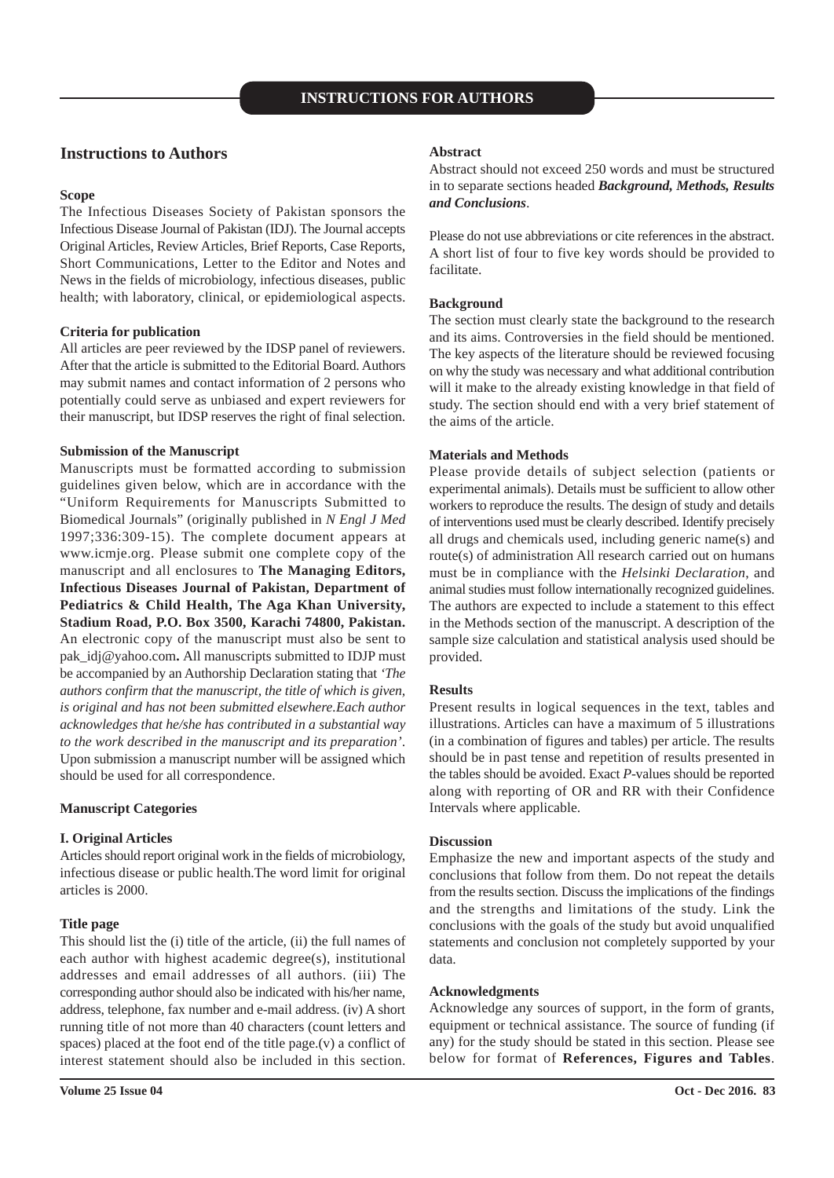# INSTRUCTIONS FOR AUTHORS

## Instructions to Authors

**Scope**

The Infectious Diseases Society of Pakistan sponsors the Infectious Disease Journal of Pakistan (IDJ). The Journal accepts Original Articles, Review Articles, Brief Reports, Case Reports, Short Communications, Letter to the Editor and Notes and News in the fields of microbiology, infectious diseases, public health; with laboratory, clinical, or epidemiological aspects.

**Criteria for publication**

All articles are peer reviewed by the IDSP panel of reviewers. After that the article is submitted to the Editorial Board. Authors may submit names and contact information of 2 persons who potentially could serve as unbiased and expert reviewers for their manuscript, but IDSP reserves the right of final selection.

**Submission of the Manuscript**

Manuscripts must be formatted according to submission guidelines given below, which are in accordance with the "Uniform Requirements for Manuscripts Submitted to Biomedical Journals" (originally published in *N Engl J Med* 1997;336:309-15). The complete document appears at www.icmje.org. Please submit one complete copy of the manuscript and all enclosures to **The Managing Editors, Infectious Diseases Journal of Pakistan, Department of Pediatrics & Child Health, The Aga Khan University, Stadium Road, P.O. Box 3500, Karachi 74800, Pakistan.** An electronic copy of the manuscript must also be sent to pak_idj@yahoo.com**.** All manuscripts submitted to IDJP must be accompanied by an Authorship Declaration stating that *'The authors confirm that the manuscript, the title of which is given, is original and has not been submitted elsewhere.Each author acknowledges that he/she has contributed in a substantial way to the work described in the manuscript and its preparation'*. Upon submission a manuscript number will be assigned which should be used for all correspondence.

**Manuscript Categories**

**I. Original Articles**

Articles should report original work in the fields of microbiology, infectious disease or public health.The word limit for original articles is 2000.

**Title page**

This should list the (i) title of the article, (ii) the full names of each author with highest academic degree(s), institutional addresses and email addresses of all authors. (iii) The corresponding author should also be indicated with his/her name, address, telephone, fax number and e-mail address. (iv) A short running title of not more than 40 characters (count letters and spaces) placed at the foot end of the title page.(v) a conflict of interest statement should also be included in this section.

**Abstract**

Abstract should not exceed 250 words and must be structured in to separate sections headed ***Background, Methods, Results and Conclusions***.

Please do not use abbreviations or cite references in the abstract. A short list of four to five key words should be provided to facilitate.

**Background**

The section must clearly state the background to the research and its aims. Controversies in the field should be mentioned. The key aspects of the literature should be reviewed focusing on why the study was necessary and what additional contribution will it make to the already existing knowledge in that field of study. The section should end with a very brief statement of the aims of the article.

**Materials and Methods**

Please provide details of subject selection (patients or experimental animals). Details must be sufficient to allow other workers to reproduce the results. The design of study and details of interventions used must be clearly described. Identify precisely all drugs and chemicals used, including generic name(s) and route(s) of administration All research carried out on humans must be in compliance with the *Helsinki Declaration*, and animal studies must follow internationally recognized guidelines. The authors are expected to include a statement to this effect in the Methods section of the manuscript. A description of the sample size calculation and statistical analysis used should be provided.

**Results**

Present results in logical sequences in the text, tables and illustrations. Articles can have a maximum of 5 illustrations (in a combination of figures and tables) per article. The results should be in past tense and repetition of results presented in the tables should be avoided. Exact *P*-values should be reported along with reporting of OR and RR with their Confidence Intervals where applicable.

**Discussion**

Emphasize the new and important aspects of the study and conclusions that follow from them. Do not repeat the details from the results section. Discuss the implications of the findings and the strengths and limitations of the study. Link the conclusions with the goals of the study but avoid unqualified statements and conclusion not completely supported by your data.

**Acknowledgments**

Acknowledge any sources of support, in the form of grants, equipment or technical assistance. The source of funding (if any) for the study should be stated in this section. Please see below for format of **References, Figures and Tables**.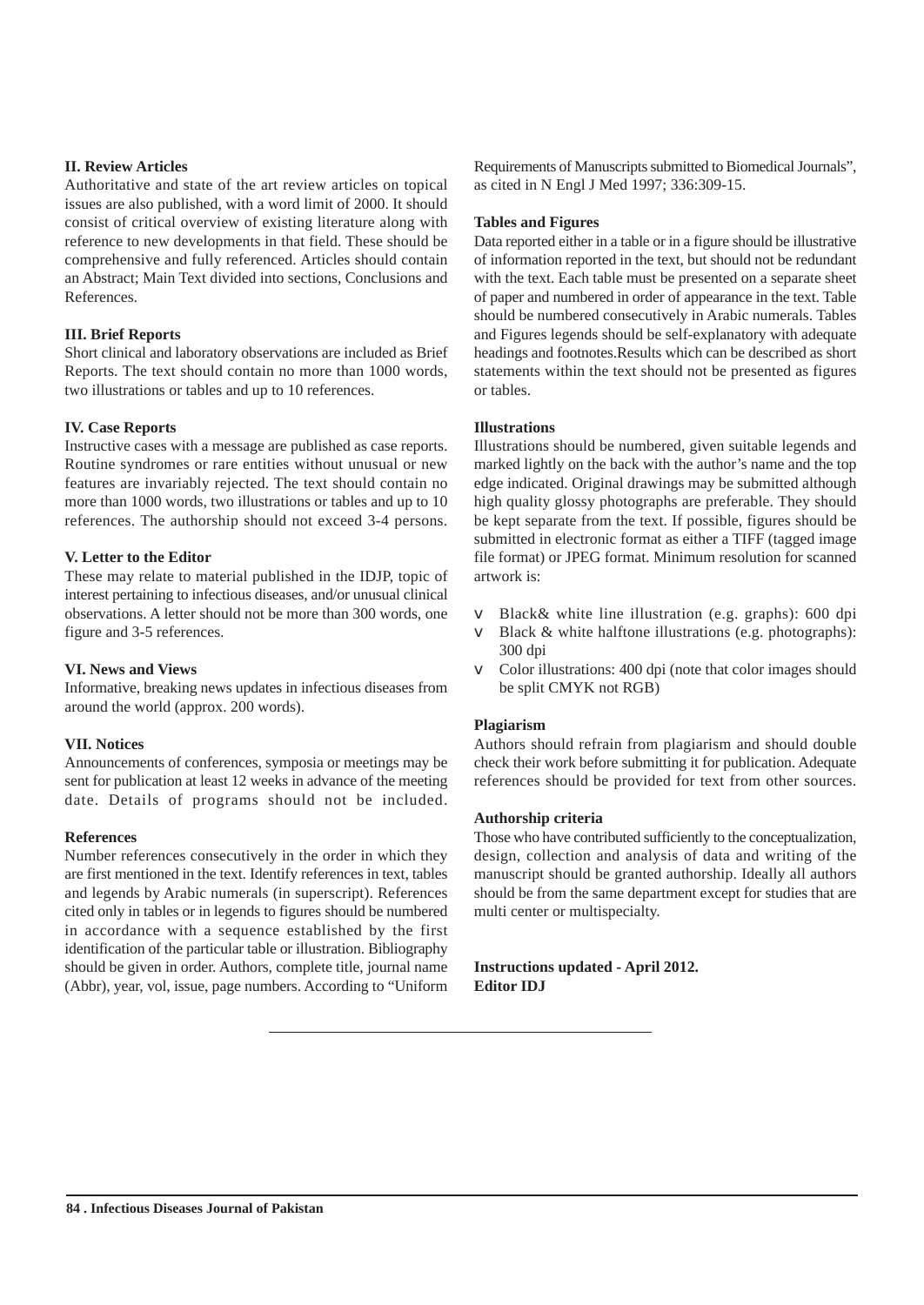**II. Review Articles**

Authoritative and state of the art review articles on topical issues are also published, with a word limit of 2000. It should consist of critical overview of existing literature along with reference to new developments in that field. These should be comprehensive and fully referenced. Articles should contain an Abstract; Main Text divided into sections, Conclusions and References.

**III. Brief Reports**

Short clinical and laboratory observations are included as Brief Reports. The text should contain no more than 1000 words, two illustrations or tables and up to 10 references.

**IV. Case Reports**

Instructive cases with a message are published as case reports. Routine syndromes or rare entities without unusual or new features are invariably rejected. The text should contain no more than 1000 words, two illustrations or tables and up to 10 references. The authorship should not exceed 3-4 persons.

**V. Letter to the Editor**

These may relate to material published in the IDJP, topic of interest pertaining to infectious diseases, and/or unusual clinical observations. A letter should not be more than 300 words, one figure and 3-5 references.

**VI. News and Views**

Informative, breaking news updates in infectious diseases from around the world (approx. 200 words).

**VII. Notices**

Announcements of conferences, symposia or meetings may be sent for publication at least 12 weeks in advance of the meeting date. Details of programs should not be included.

**References**

Number references consecutively in the order in which they are first mentioned in the text. Identify references in text, tables and legends by Arabic numerals (in superscript). References cited only in tables or in legends to figures should be numbered in accordance with a sequence established by the first identification of the particular table or illustration. Bibliography should be given in order. Authors, complete title, journal name (Abbr), year, vol, issue, page numbers. According to "Uniform Requirements of Manuscripts submitted to Biomedical Journals", as cited in N Engl J Med 1997; 336:309-15.

**Tables and Figures**

Data reported either in a table or in a figure should be illustrative of information reported in the text, but should not be redundant with the text. Each table must be presented on a separate sheet of paper and numbered in order of appearance in the text. Table should be numbered consecutively in Arabic numerals. Tables and Figures legends should be self-explanatory with adequate headings and footnotes.Results which can be described as short statements within the text should not be presented as figures or tables.

**Illustrations**

Illustrations should be numbered, given suitable legends and marked lightly on the back with the author's name and the top edge indicated. Original drawings may be submitted although high quality glossy photographs are preferable. They should be kept separate from the text. If possible, figures should be submitted in electronic format as either a TIFF (tagged image file format) or JPEG format. Minimum resolution for scanned artwork is:

- Black& white line illustration (e.g. graphs): 600 dpi
- Black & white halftone illustrations (e.g. photographs): 300 dpi
- Color illustrations: 400 dpi (note that color images should be split CMYK not RGB)

**Plagiarism**

Authors should refrain from plagiarism and should double check their work before submitting it for publication. Adequate references should be provided for text from other sources.

**Authorship criteria**

Those who have contributed sufficiently to the conceptualization, design, collection and analysis of data and writing of the manuscript should be granted authorship. Ideally all authors should be from the same department except for studies that are multi center or multispecialty.

**Instructions updated - April 2012.**
**Editor IDJ**